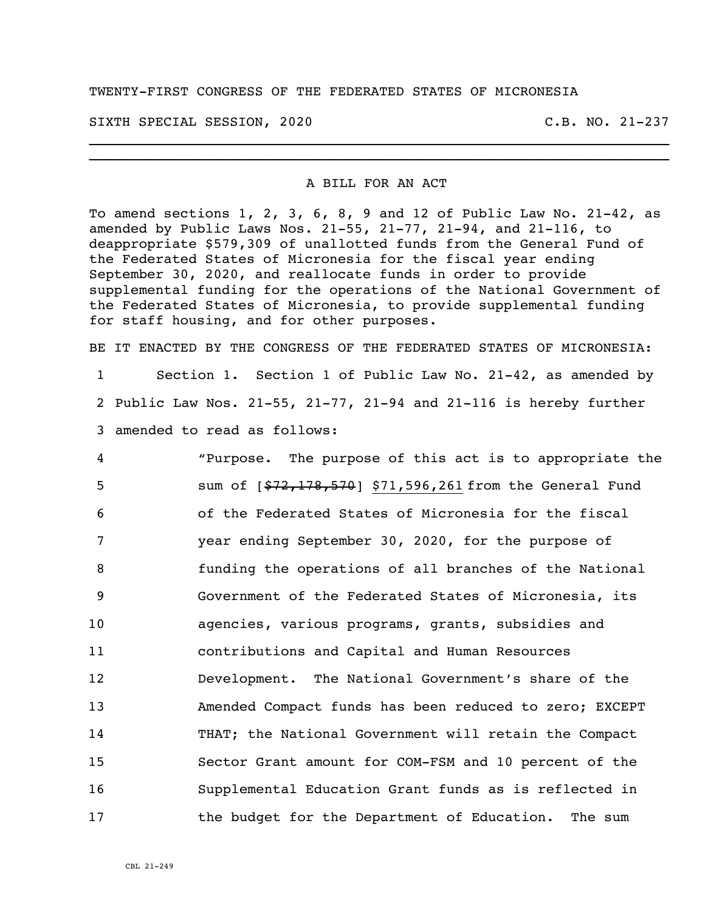TWENTY-FIRST CONGRESS OF THE FEDERATED STATES OF MICRONESIA

SIXTH SPECIAL SESSION, 2020 C.B. NO. 21-237

A BILL FOR AN ACT

To amend sections 1, 2, 3, 6, 8, 9 and 12 of Public Law No. 21-42, as amended by Public Laws Nos. 21-55, 21-77, 21-94, and 21-116, to deappropriate $579,309 of unallotted funds from the General Fund of the Federated States of Micronesia for the fiscal year ending September 30, 2020, and reallocate funds in order to provide supplemental funding for the operations of the National Government of the Federated States of Micronesia, to provide supplemental funding for staff housing, and for other purposes.

BE IT ENACTED BY THE CONGRESS OF THE FEDERATED STATES OF MICRONESIA:

1 Section 1. Section 1 of Public Law No. 21-42, as amended by
2 Public Law Nos. 21-55, 21-77, 21-94 and 21-116 is hereby further
3 amended to read as follows:

4 "Purpose. The purpose of this act is to appropriate the
5 sum of [~~$72,178,570~~] $71,596,261 from the General Fund
6 of the Federated States of Micronesia for the fiscal
7 year ending September 30, 2020, for the purpose of
8 funding the operations of all branches of the National
9 Government of the Federated States of Micronesia, its
10 agencies, various programs, grants, subsidies and
11 contributions and Capital and Human Resources
12 Development. The National Government's share of the
13 Amended Compact funds has been reduced to zero; EXCEPT
14 THAT; the National Government will retain the Compact
15 Sector Grant amount for COM-FSM and 10 percent of the
16 Supplemental Education Grant funds as is reflected in
17 the budget for the Department of Education. The sum

CBL 21-249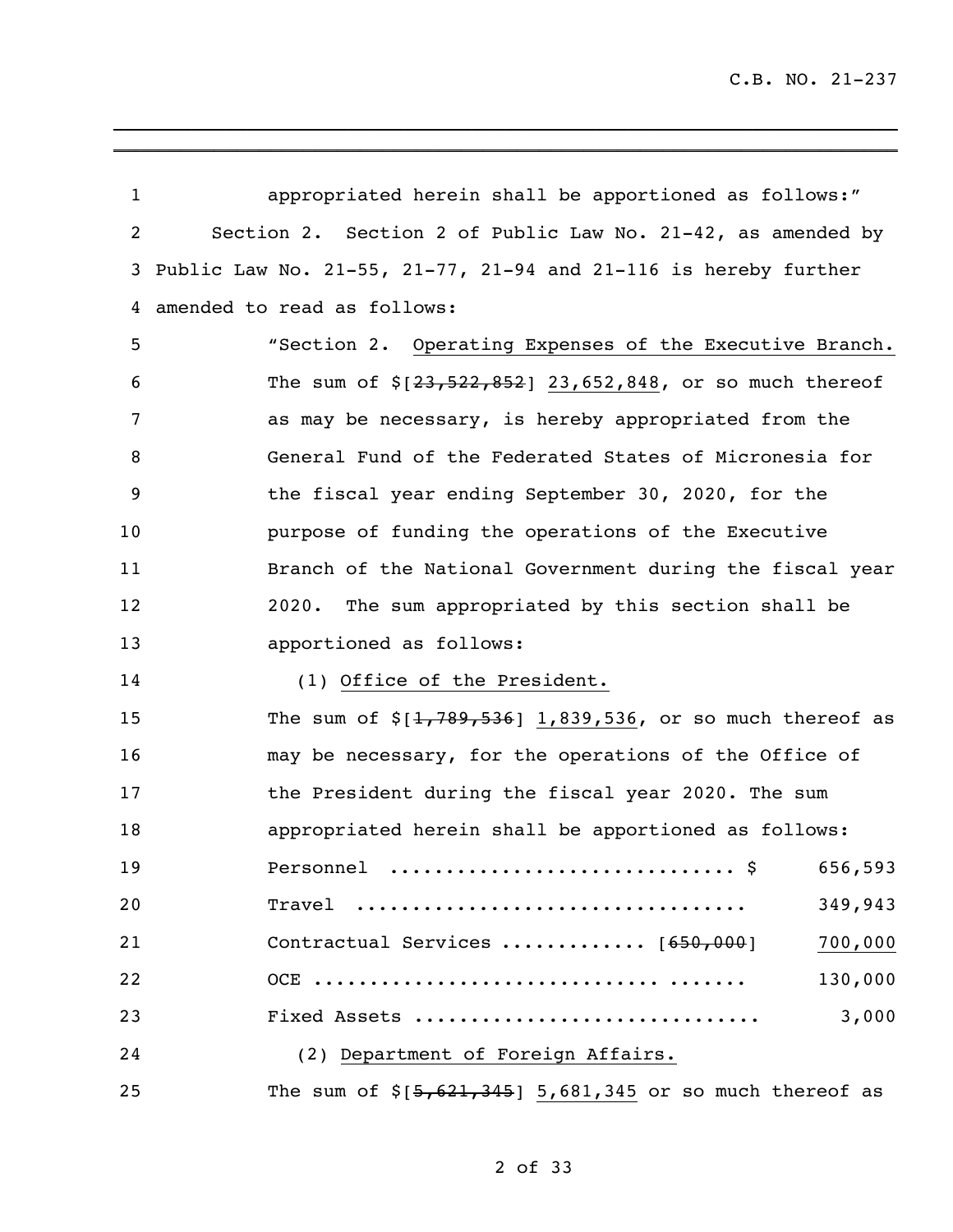appropriated herein shall be apportioned as follows:"

Section 2. Section 2 of Public Law No. 21-42, as amended by Public Law No. 21-55, 21-77, 21-94 and 21-116 is hereby further amended to read as follows:

"Section 2. Operating Expenses of the Executive Branch.

The sum of $[~~23,522,852~~] 23,652,848, or so much thereof as may be necessary, is hereby appropriated from the General Fund of the Federated States of Micronesia for the fiscal year ending September 30, 2020, for the purpose of funding the operations of the Executive Branch of the National Government during the fiscal year 2020. The sum appropriated by this section shall be apportioned as follows:

(1) Office of the President.

The sum of $[~~1,789,536~~] 1,839,536, or so much thereof as may be necessary, for the operations of the Office of the President during the fiscal year 2020. The sum appropriated herein shall be apportioned as follows:

| | |
|---|---|
| Personnel ............................. $ | 656,593 |
| Travel ................................. | 349,943 |
| Contractual Services ............ [~~650,000~~] | 700,000 |
| OCE ............................ ....... | 130,000 |
| Fixed Assets ............................ | 3,000 |

(2) Department of Foreign Affairs.

The sum of $[~~5,621,345~~] 5,681,345 or so much thereof as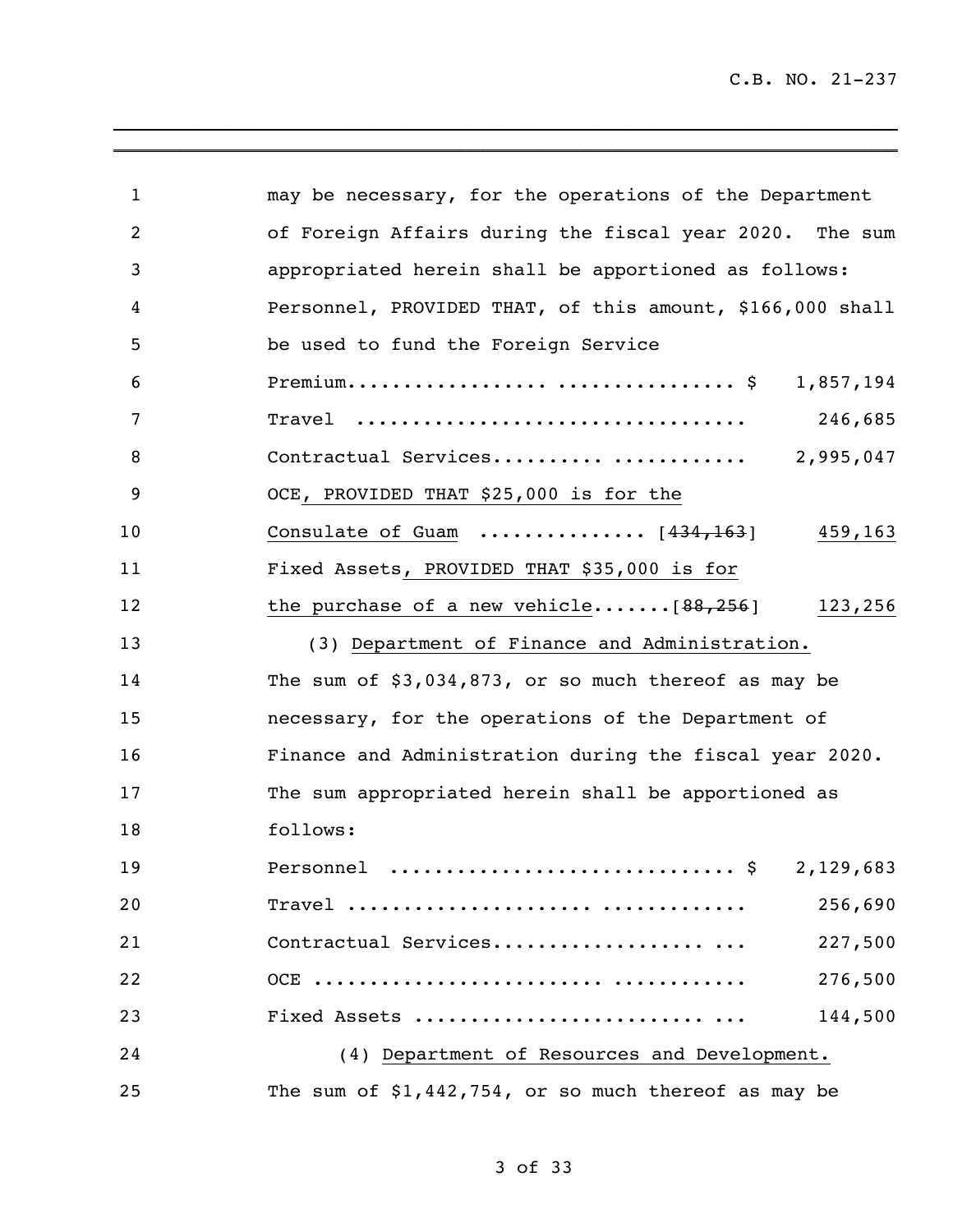may be necessary, for the operations of the Department of Foreign Affairs during the fiscal year 2020. The sum appropriated herein shall be apportioned as follows:

| | |
|---|---|
| Personnel, PROVIDED THAT, of this amount, $166,000 shall be used to fund the Foreign Service Premium................. ............... $ | 1,857,194 |
| Travel .................................. | 246,685 |
| Contractual Services......... ........... | 2,995,047 |
| OCE, PROVIDED THAT $25,000 is for the Consulate of Guam .............. [~~434,163~~] | 459,163 |
| Fixed Assets, PROVIDED THAT $35,000 is for the purchase of a new vehicle.......[~~88,256~~] | 123,256 |

(3) Department of Finance and Administration. The sum of $3,034,873, or so much thereof as may be necessary, for the operations of the Department of Finance and Administration during the fiscal year 2020. The sum appropriated herein shall be apportioned as follows:

| | |
|---|---|
| Personnel .............................. $ | 2,129,683 |
| Travel .................... ............ | 256,690 |
| Contractual Services................... ... | 227,500 |
| OCE ....................... ........... | 276,500 |
| Fixed Assets .......................... ... | 144,500 |

(4) Department of Resources and Development. The sum of $1,442,754, or so much thereof as may be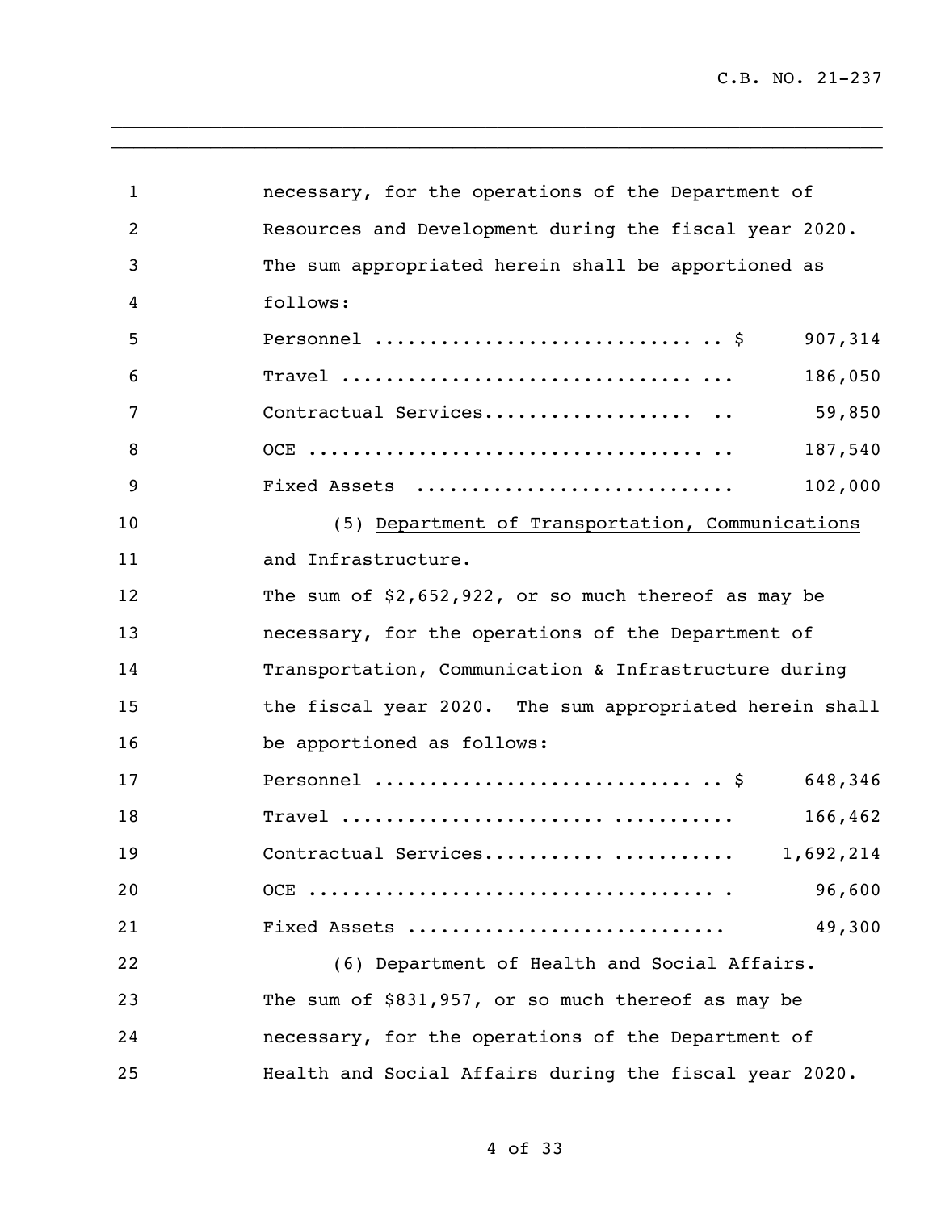necessary, for the operations of the Department of Resources and Development during the fiscal year 2020. The sum appropriated herein shall be apportioned as follows:

| | |
|---|---|
| Personnel ............................. $ | 907,314 |
| Travel ................................ ... | 186,050 |
| Contractual Services.................. .. | 59,850 |
| OCE ................................... .. | 187,540 |
| Fixed Assets .......................... | 102,000 |

(5) Department of Transportation, Communications and Infrastructure.

The sum of $2,652,922, or so much thereof as may be necessary, for the operations of the Department of Transportation, Communication & Infrastructure during the fiscal year 2020. The sum appropriated herein shall be apportioned as follows:

| | |
|---|---|
| Personnel ............................. $ | 648,346 |
| Travel ..................... .......... | 166,462 |
| Contractual Services......... .......... | 1,692,214 |
| OCE .................................... . | 96,600 |
| Fixed Assets ........................... | 49,300 |

(6) Department of Health and Social Affairs.

The sum of $831,957, or so much thereof as may be necessary, for the operations of the Department of Health and Social Affairs during the fiscal year 2020.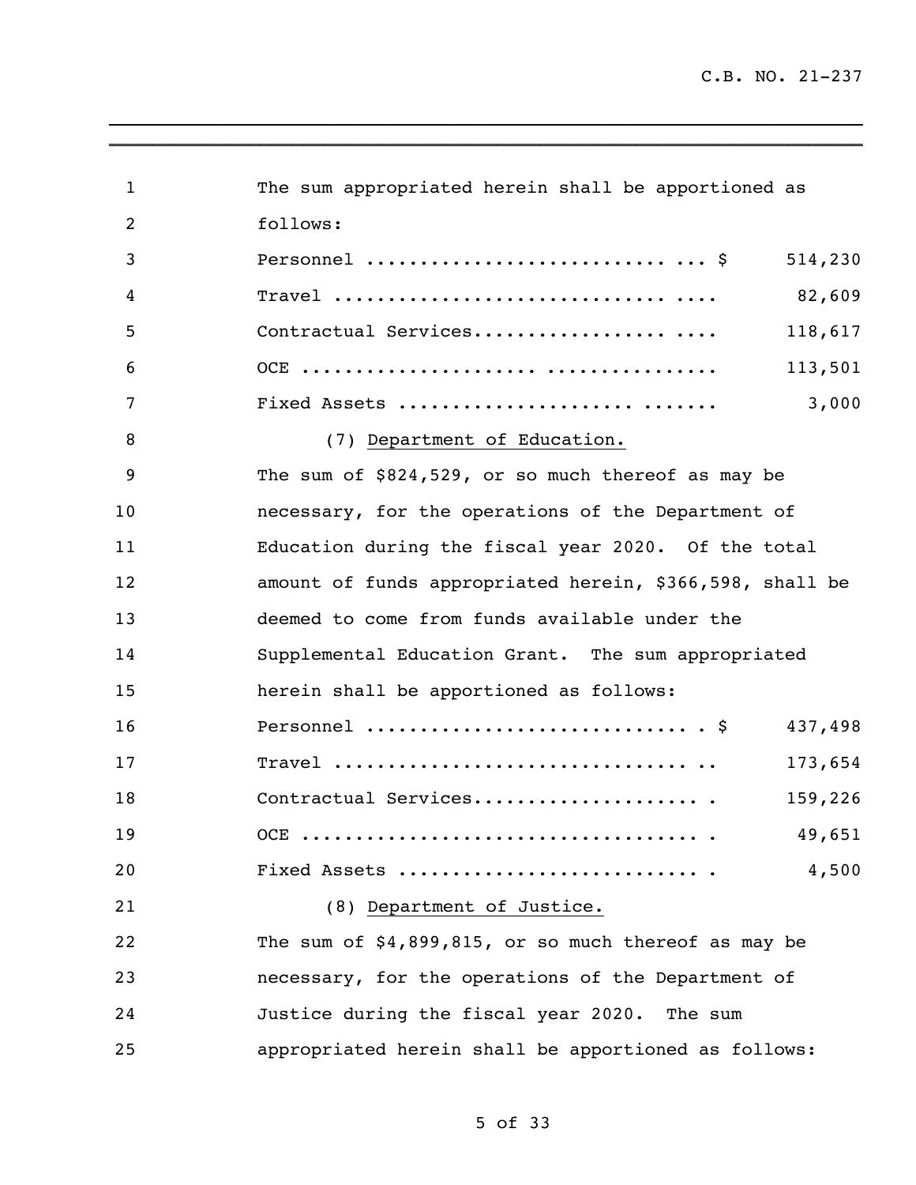The sum appropriated herein shall be apportioned as follows:

| | |
|---|---|
| Personnel | $ 514,230 |
| Travel | 82,609 |
| Contractual Services | 118,617 |
| OCE | 113,501 |
| Fixed Assets | 3,000 |

(7) Department of Education.

The sum of $824,529, or so much thereof as may be necessary, for the operations of the Department of Education during the fiscal year 2020. Of the total amount of funds appropriated herein, $366,598, shall be deemed to come from funds available under the Supplemental Education Grant. The sum appropriated herein shall be apportioned as follows:

| | |
|---|---|
| Personnel | $ 437,498 |
| Travel | 173,654 |
| Contractual Services | 159,226 |
| OCE | 49,651 |
| Fixed Assets | 4,500 |

(8) Department of Justice.

The sum of $4,899,815, or so much thereof as may be necessary, for the operations of the Department of Justice during the fiscal year 2020. The sum appropriated herein shall be apportioned as follows: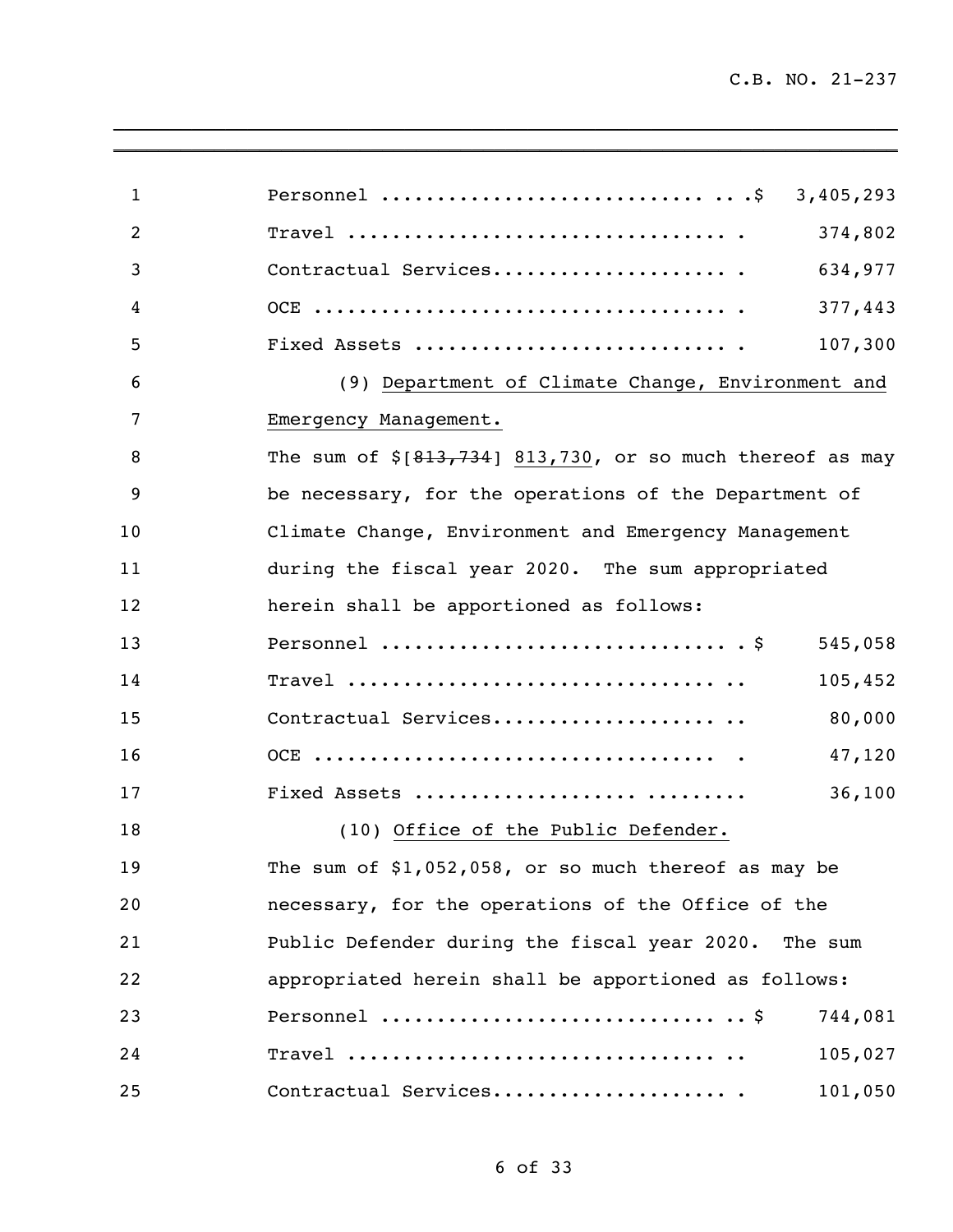Personnel ................................$ 3,405,293

Travel .................................. 374,802

Contractual Services..................... 634,977

OCE ..................................... 377,443

Fixed Assets ............................ 107,300

(9) Department of Climate Change, Environment and Emergency Management.

The sum of $[~~813,734~~] 813,730, or so much thereof as may be necessary, for the operations of the Department of Climate Change, Environment and Emergency Management during the fiscal year 2020. The sum appropriated herein shall be apportioned as follows:

Personnel ................................$ 545,058

Travel .................................. 105,452

Contractual Services..................... 80,000

OCE ..................................... 47,120

Fixed Assets ............................ 36,100

(10) Office of the Public Defender.

The sum of $1,052,058, or so much thereof as may be necessary, for the operations of the Office of the Public Defender during the fiscal year 2020. The sum appropriated herein shall be apportioned as follows:

Personnel ................................$ 744,081

Travel .................................. 105,027

Contractual Services..................... 101,050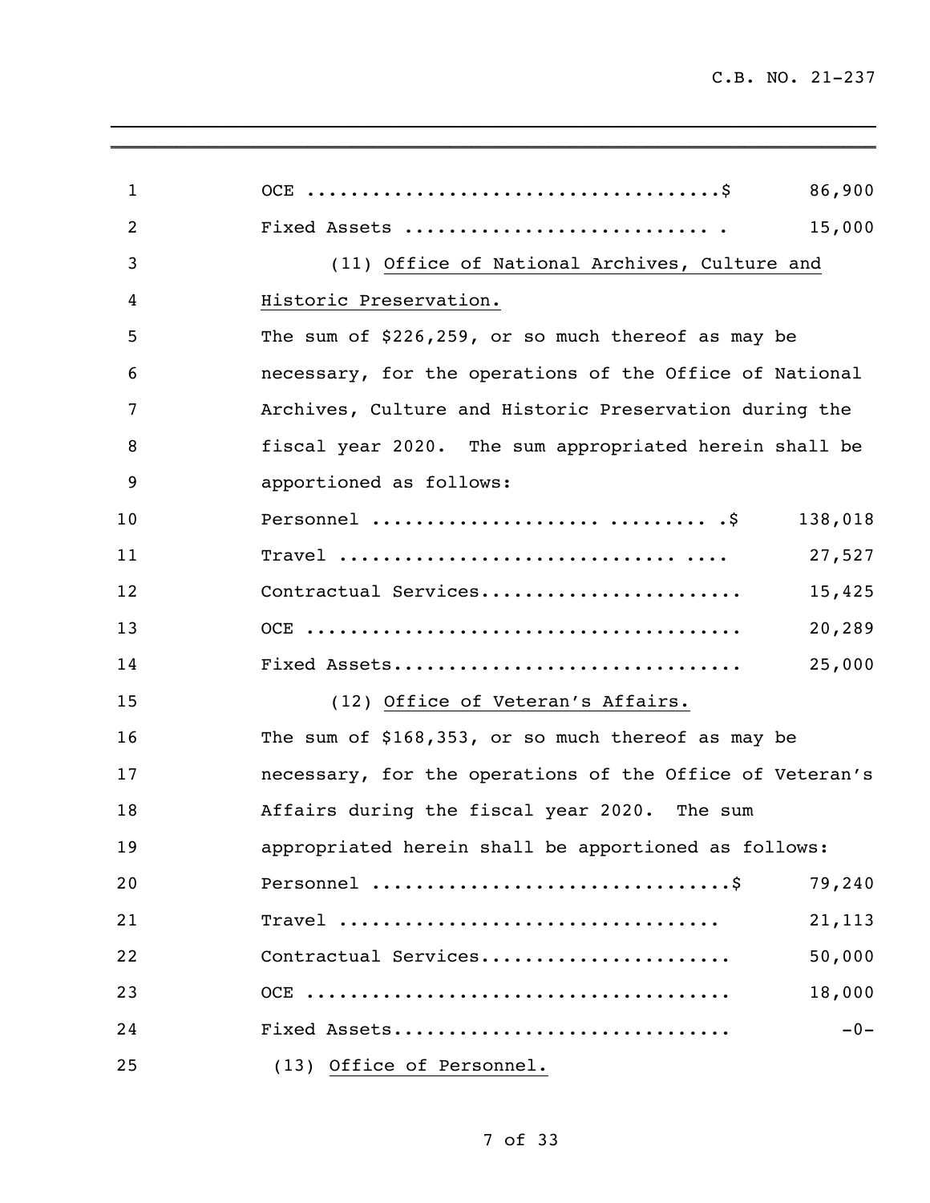OCE .....................................$ 86,900

Fixed Assets ........................... . 15,000

(11) Office of National Archives, Culture and Historic Preservation.

The sum of $226,259, or so much thereof as may be necessary, for the operations of the Office of National Archives, Culture and Historic Preservation during the fiscal year 2020. The sum appropriated herein shall be apportioned as follows:

Personnel .................. ......... .$ 138,018

Travel ............................... .... 27,527

Contractual Services....................... 15,425

OCE ....................................... 20,289

Fixed Assets............................... 25,000

(12) Office of Veteran's Affairs.

The sum of $168,353, or so much thereof as may be necessary, for the operations of the Office of Veteran's Affairs during the fiscal year 2020. The sum appropriated herein shall be apportioned as follows:

Personnel ................................$ 79,240

Travel .................................. 21,113

Contractual Services...................... 50,000

OCE ...................................... 18,000

Fixed Assets.............................. -0-

(13) Office of Personnel.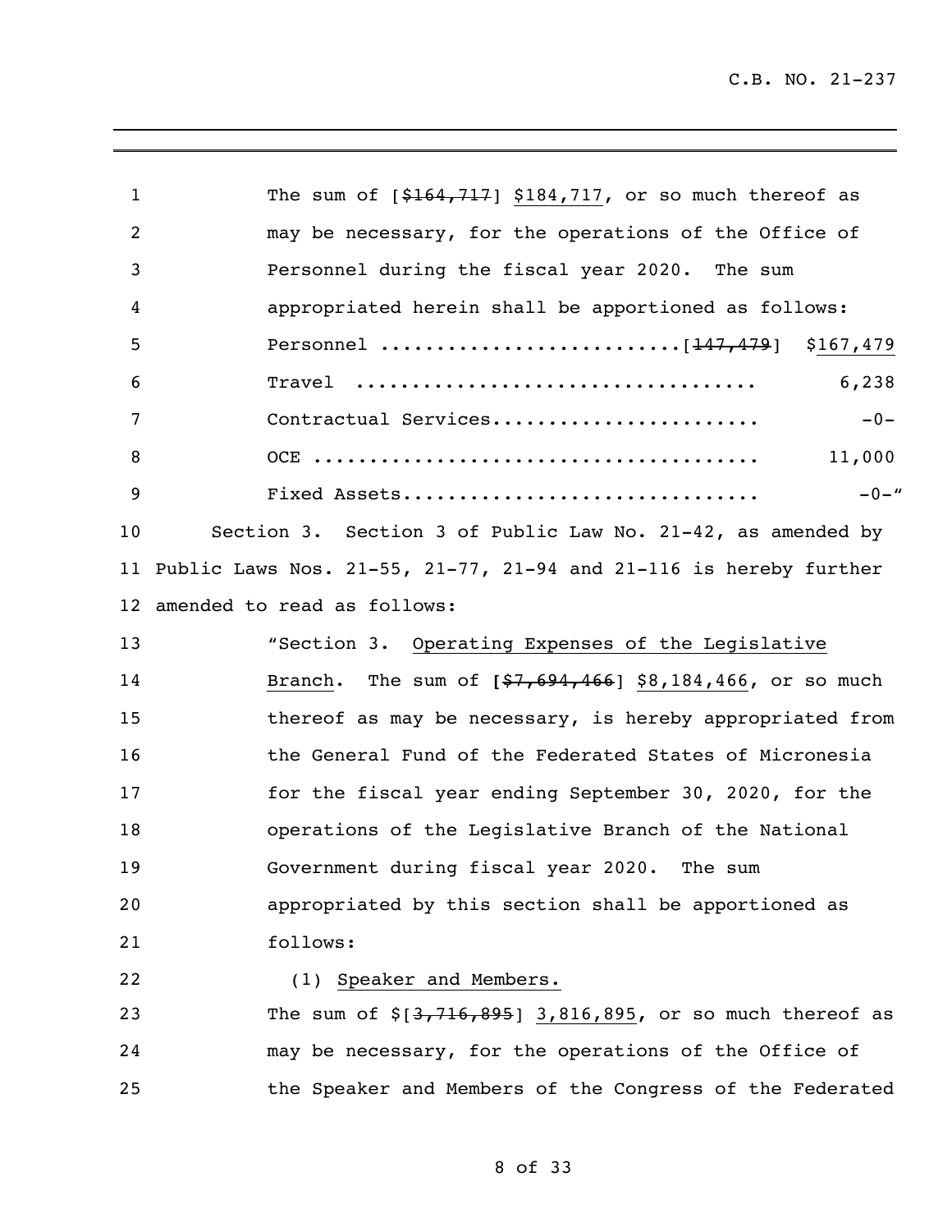The sum of [~~$164,717~~] $184,717, or so much thereof as may be necessary, for the operations of the Office of Personnel during the fiscal year 2020. The sum appropriated herein shall be apportioned as follows:

| | |
|---|---|
| Personnel .......................... | [~~147,479~~] $167,479 |
| Travel .................................. | 6,238 |
| Contractual Services....................... | -0- |
| OCE ...................................... | 11,000 |
| Fixed Assets.............................. | -0-" |

Section 3. Section 3 of Public Law No. 21-42, as amended by Public Laws Nos. 21-55, 21-77, 21-94 and 21-116 is hereby further amended to read as follows:

"Section 3. Operating Expenses of the Legislative Branch. The sum of [~~$7,694,466~~] $8,184,466, or so much thereof as may be necessary, is hereby appropriated from the General Fund of the Federated States of Micronesia for the fiscal year ending September 30, 2020, for the operations of the Legislative Branch of the National Government during fiscal year 2020. The sum appropriated by this section shall be apportioned as follows:

(1) Speaker and Members.

The sum of $[~~3,716,895~~] 3,816,895, or so much thereof as may be necessary, for the operations of the Office of the Speaker and Members of the Congress of the Federated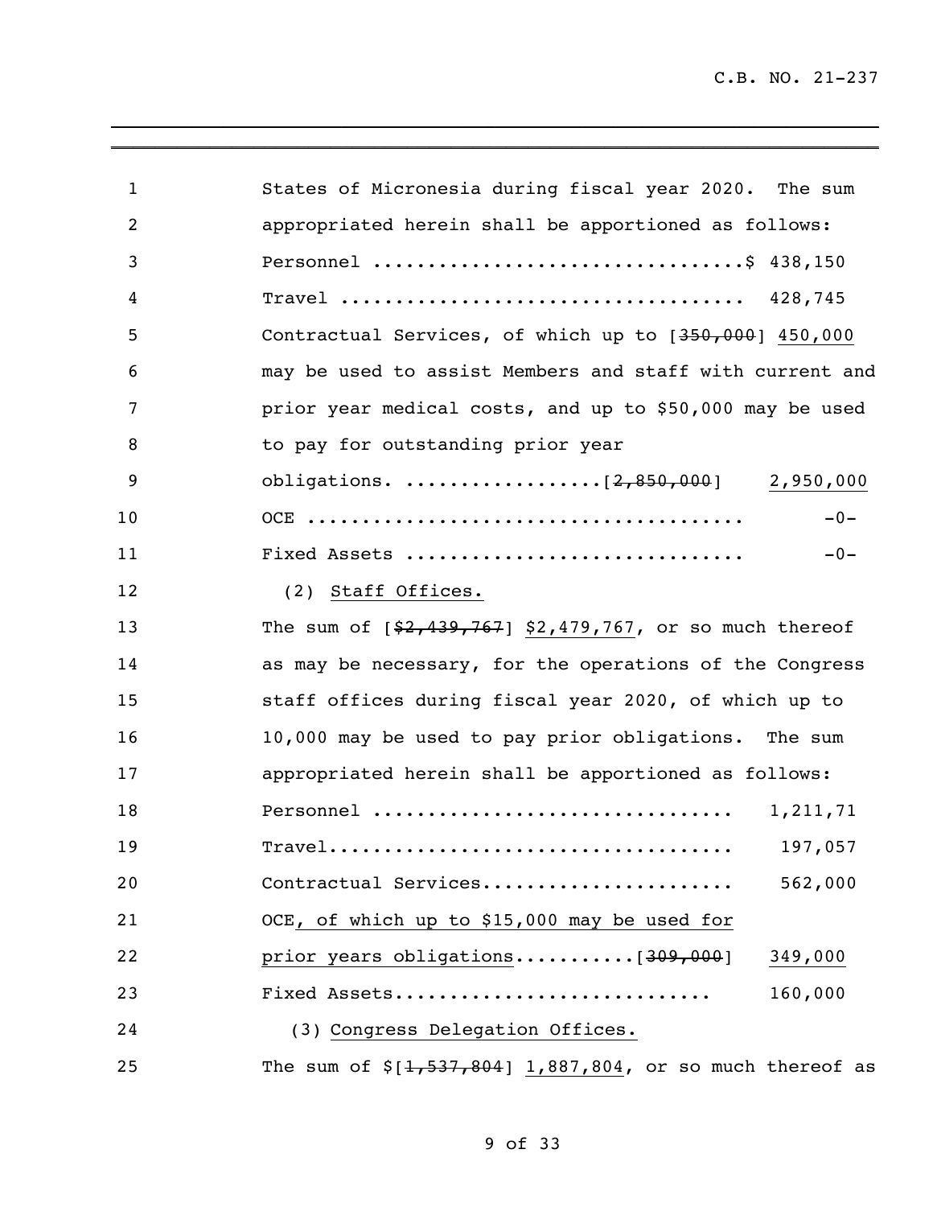States of Micronesia during fiscal year 2020. The sum appropriated herein shall be apportioned as follows:

Personnel ................................$ 438,150

Travel .................................... 428,745

Contractual Services, of which up to [~~350,000~~] <u>450,000</u> may be used to assist Members and staff with current and prior year medical costs, and up to $50,000 may be used to pay for outstanding prior year obligations. .................[~~2,850,000~~] <u>2,950,000</u>

OCE ....................................... -0-

Fixed Assets .............................. -0-

(2) <u>Staff Offices.</u>

The sum of [~~$2,439,767~~] <u>$2,479,767</u>, or so much thereof as may be necessary, for the operations of the Congress staff offices during fiscal year 2020, of which up to 10,000 may be used to pay prior obligations. The sum appropriated herein shall be apportioned as follows:

Personnel ................................ 1,211,71

Travel.................................... 197,057

Contractual Services...................... 562,000

OCE<u>, of which up to $15,000 may be used for prior years obligations</u>..........[~~309,000~~] <u>349,000</u>

Fixed Assets............................ 160,000

(3) <u>Congress Delegation Offices.</u>

The sum of $[~~1,537,804~~] <u>1,887,804</u>, or so much thereof as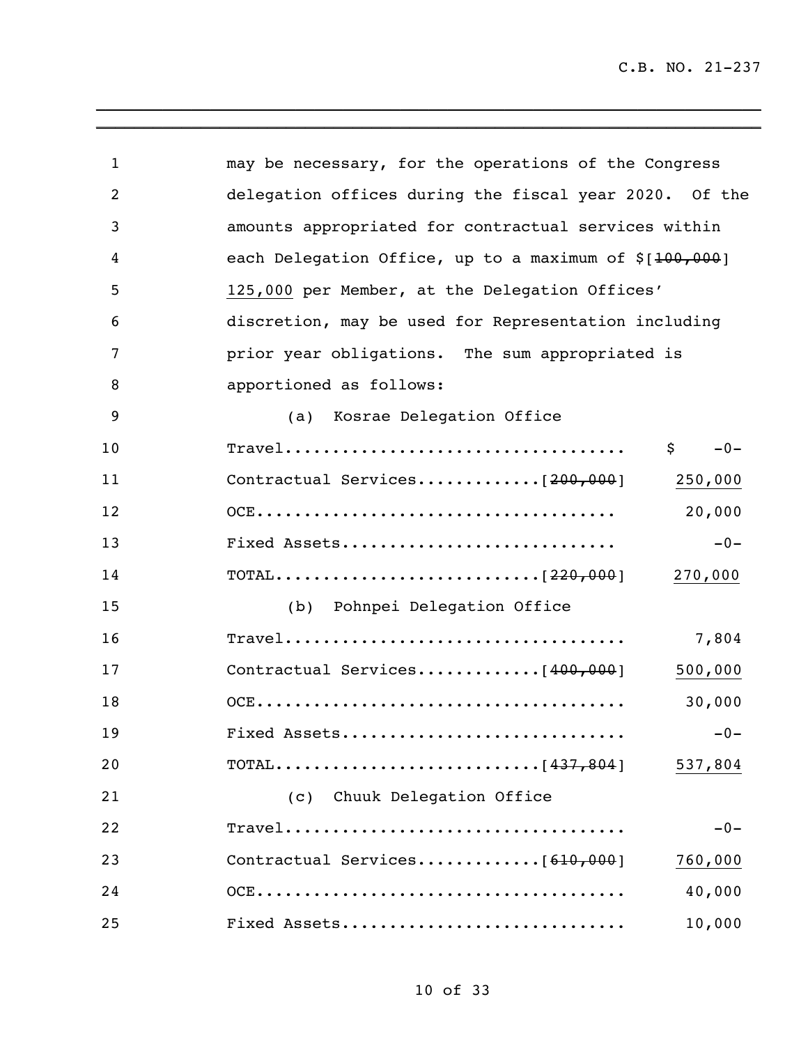may be necessary, for the operations of the Congress delegation offices during the fiscal year 2020. Of the amounts appropriated for contractual services within each Delegation Office, up to a maximum of $[~~100,000~~] <u>125,000</u> per Member, at the Delegation Offices' discretion, may be used for Representation including prior year obligations. The sum appropriated is apportioned as follows:

(a) Kosrae Delegation Office

| | |
|---|---|
| Travel.................................... | $ -0- |
| Contractual Services............[~~200,000~~] | <u>250,000</u> |
| OCE..................................... | 20,000 |
| Fixed Assets............................ | -0- |
| TOTAL...........................[~~220,000~~] | <u>270,000</u> |

(b) Pohnpei Delegation Office

| | |
|---|---|
| Travel.................................... | 7,804 |
| Contractual Services............[~~400,000~~] | <u>500,000</u> |
| OCE..................................... | 30,000 |
| Fixed Assets............................ | -0- |
| TOTAL...........................[~~437,804~~] | <u>537,804</u> |

(c) Chuuk Delegation Office

| | |
|---|---|
| Travel.................................... | -0- |
| Contractual Services............[~~610,000~~] | <u>760,000</u> |
| OCE..................................... | 40,000 |
| Fixed Assets............................ | 10,000 |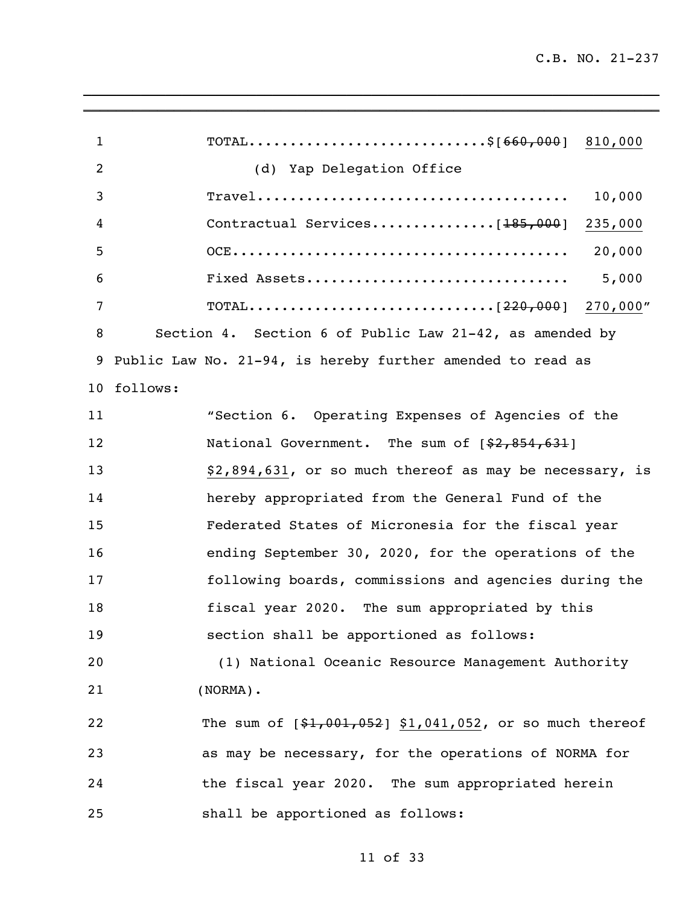TOTAL..............................$[~~660,000~~] 810,000

(d) Yap Delegation Office

Travel........................................ 10,000

Contractual Services...............[~~185,000~~] 235,000

OCE........................................... 20,000

Fixed Assets.................................. 5,000

TOTAL..............................[~~220,000~~] 270,000"

Section 4. Section 6 of Public Law 21-42, as amended by Public Law No. 21-94, is hereby further amended to read as follows:

"Section 6. Operating Expenses of Agencies of the National Government. The sum of [~~$2,854,631~~] $2,894,631, or so much thereof as may be necessary, is hereby appropriated from the General Fund of the Federated States of Micronesia for the fiscal year ending September 30, 2020, for the operations of the following boards, commissions and agencies during the fiscal year 2020. The sum appropriated by this section shall be apportioned as follows:

(1) National Oceanic Resource Management Authority (NORMA).

The sum of [~~$1,001,052~~] $1,041,052, or so much thereof as may be necessary, for the operations of NORMA for the fiscal year 2020. The sum appropriated herein shall be apportioned as follows: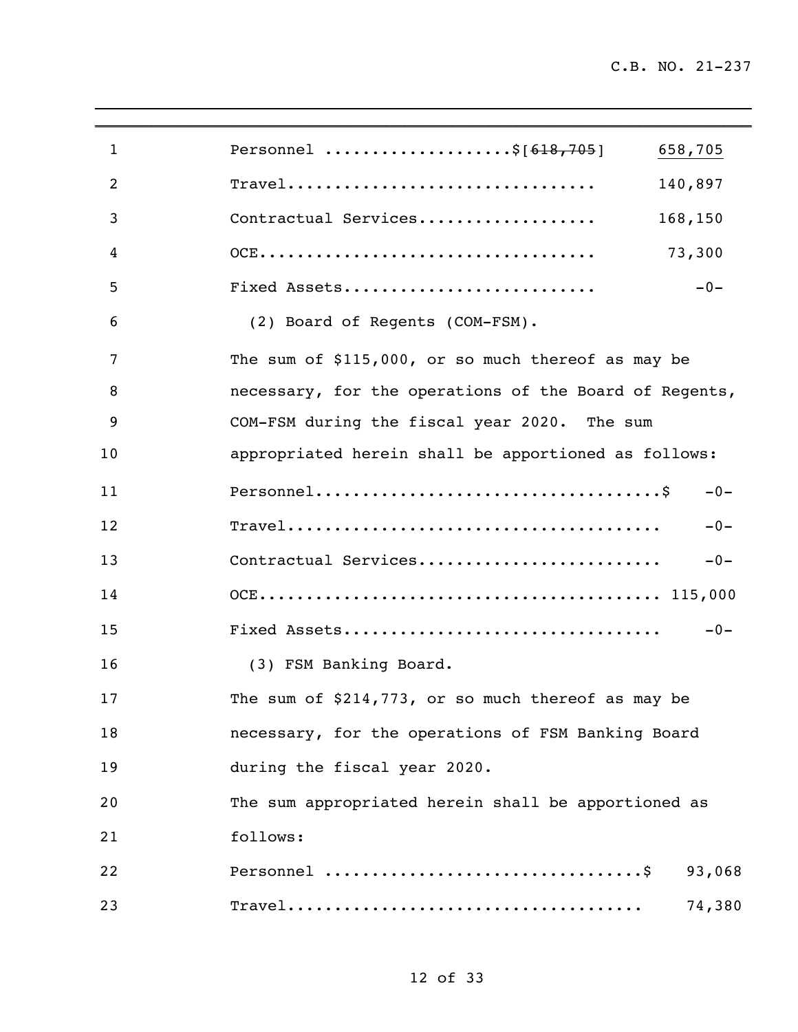Personnel ....................$[~~618,705~~] <u>658,705</u>

Travel................................ 140,897

Contractual Services.................. 168,150

OCE................................... 73,300

Fixed Assets.......................... -0-

(2) Board of Regents (COM-FSM).

The sum of $115,000, or so much thereof as may be necessary, for the operations of the Board of Regents, COM-FSM during the fiscal year 2020. The sum appropriated herein shall be apportioned as follows:

Personnel...................................$ -0-

Travel...................................... -0-

Contractual Services........................ -0-

OCE......................................... 115,000

Fixed Assets................................ -0-

(3) FSM Banking Board.

The sum of $214,773, or so much thereof as may be necessary, for the operations of FSM Banking Board during the fiscal year 2020.

The sum appropriated herein shall be apportioned as follows:

Personnel ..................................$ 93,068

Travel...................................... 74,380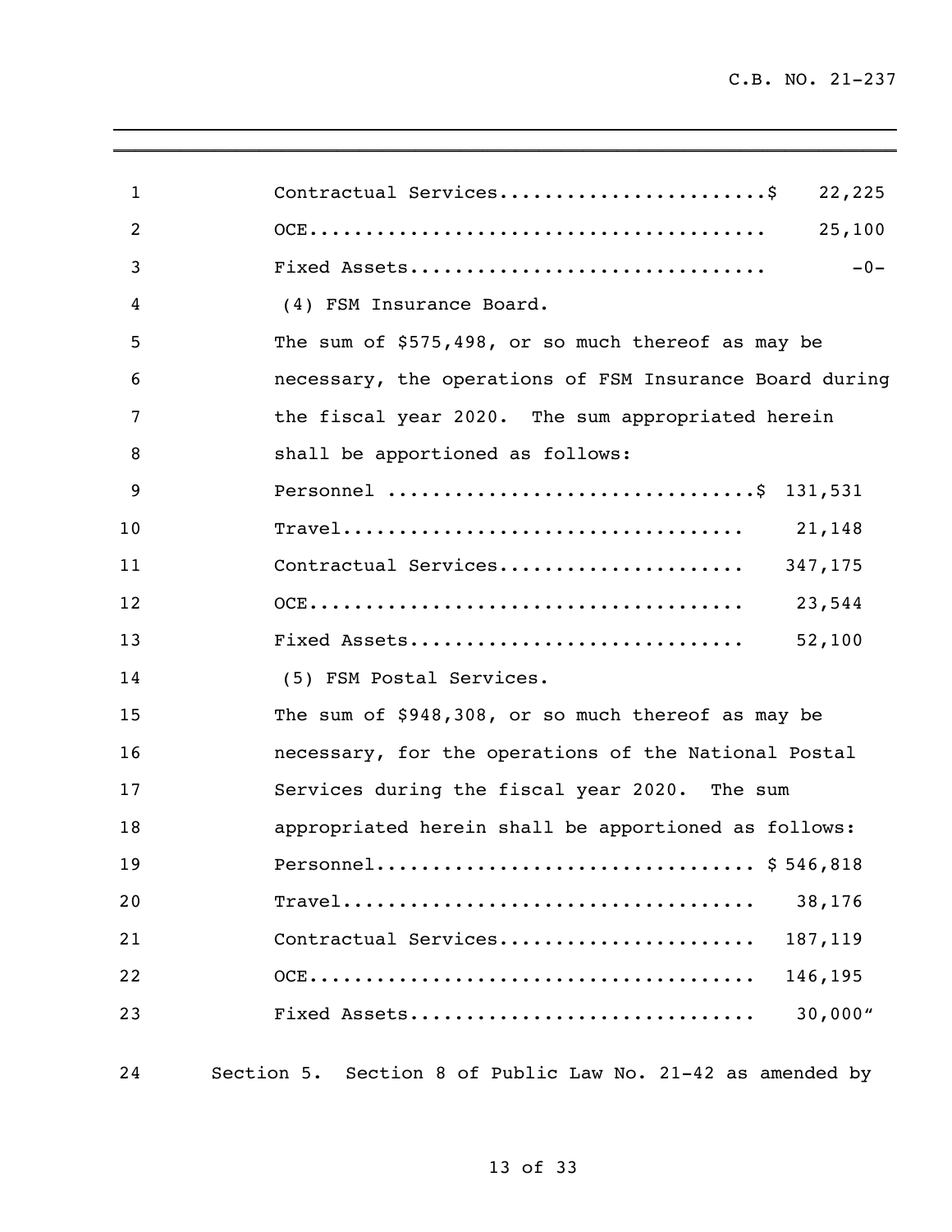Contractual Services........................$ 22,225

OCE........................................ 25,100

Fixed Assets............................... -0-

(4) FSM Insurance Board.

The sum of $575,498, or so much thereof as may be necessary, the operations of FSM Insurance Board during the fiscal year 2020. The sum appropriated herein shall be apportioned as follows:

Personnel ................................$ 131,531

Travel.................................... 21,148

Contractual Services...................... 347,175

OCE....................................... 23,544

Fixed Assets.............................. 52,100

(5) FSM Postal Services.

The sum of $948,308, or so much thereof as may be necessary, for the operations of the National Postal Services during the fiscal year 2020. The sum appropriated herein shall be apportioned as follows:

Personnel................................. $ 546,818

Travel.................................... 38,176

Contractual Services...................... 187,119

OCE....................................... 146,195

Fixed Assets.............................. 30,000"

Section 5. Section 8 of Public Law No. 21-42 as amended by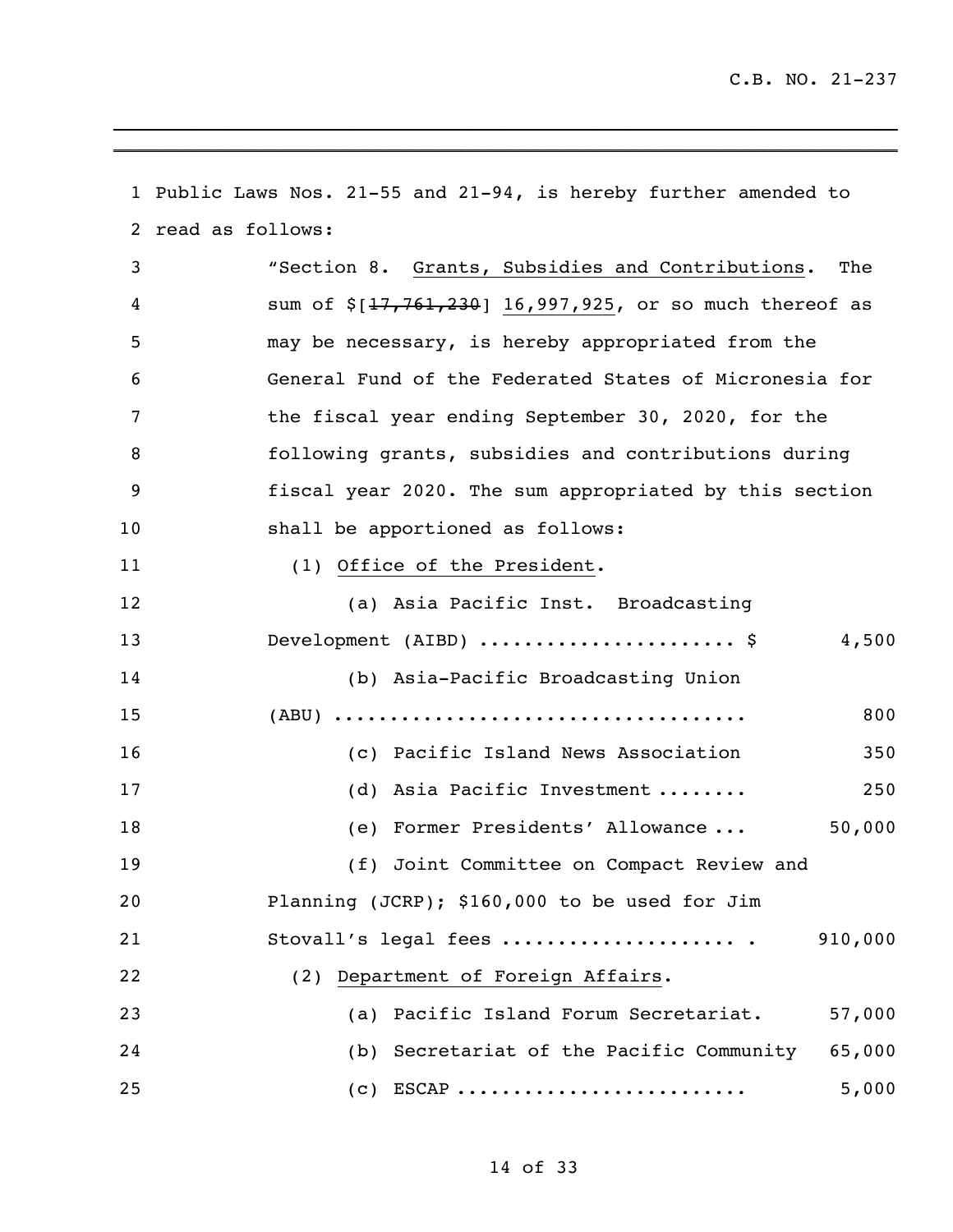Public Laws Nos. 21-55 and 21-94, is hereby further amended to read as follows:

"Section 8. Grants, Subsidies and Contributions. The sum of $[~~17,761,230~~] 16,997,925, or so much thereof as may be necessary, is hereby appropriated from the General Fund of the Federated States of Micronesia for the fiscal year ending September 30, 2020, for the following grants, subsidies and contributions during fiscal year 2020. The sum appropriated by this section shall be apportioned as follows:

(1) Office of the President.

| Item | Amount |
|---|---|
| (a) Asia Pacific Inst. Broadcasting Development (AIBD) ...................... $ | 4,500 |
| (b) Asia-Pacific Broadcasting Union (ABU) .................................... | 800 |
| (c) Pacific Island News Association | 350 |
| (d) Asia Pacific Investment ........ | 250 |
| (e) Former Presidents' Allowance ... | 50,000 |
| (f) Joint Committee on Compact Review and Planning (JCRP); $160,000 to be used for Jim Stovall's legal fees .................... . | 910,000 |

(2) Department of Foreign Affairs.

| Item | Amount |
|---|---|
| (a) Pacific Island Forum Secretariat. | 57,000 |
| (b) Secretariat of the Pacific Community | 65,000 |
| (c) ESCAP ......................... | 5,000 |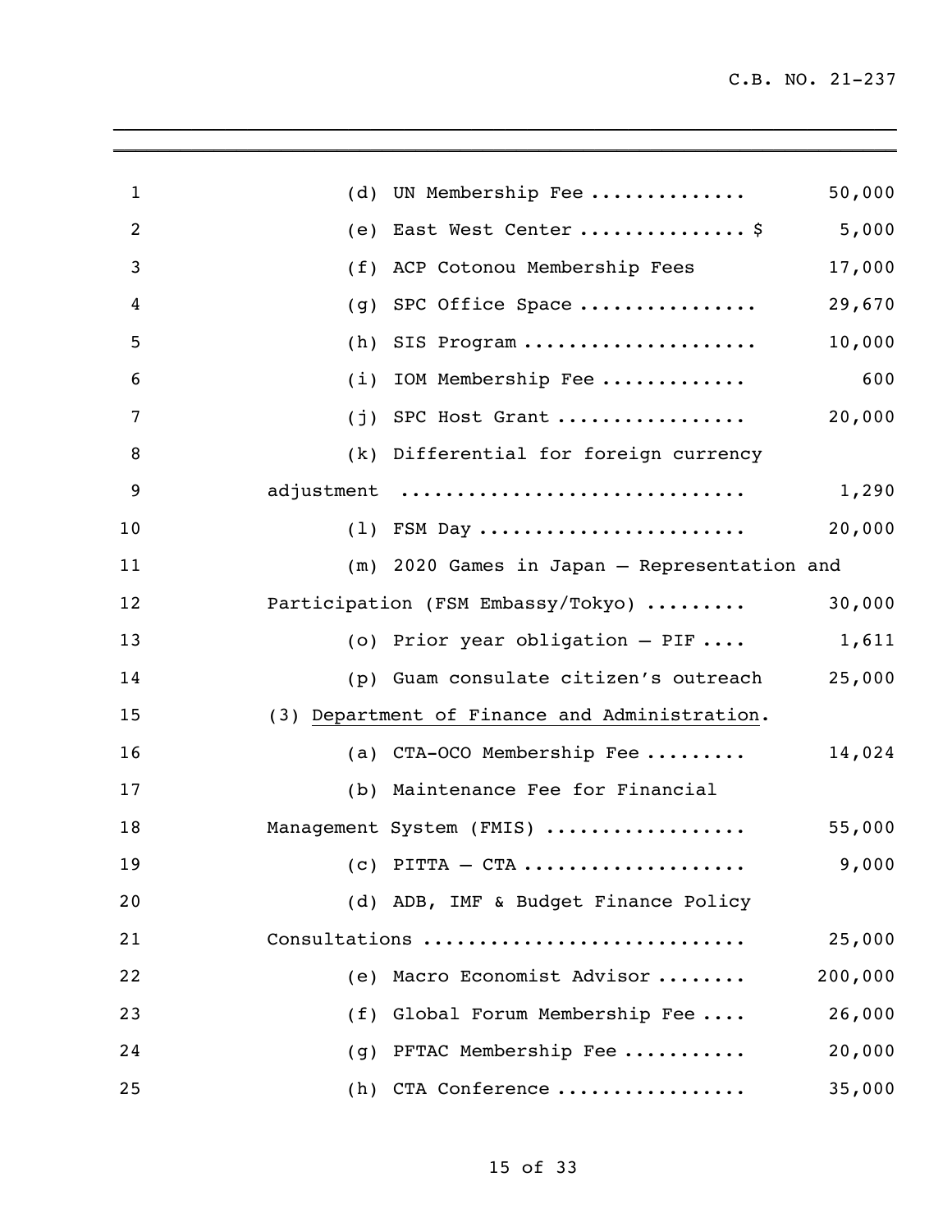(d) UN Membership Fee .............. 50,000

(e) East West Center ............... $ 5,000

(f) ACP Cotonou Membership Fees 17,000

(g) SPC Office Space ................ 29,670

(h) SIS Program ..................... 10,000

(i) IOM Membership Fee ............. 600

(j) SPC Host Grant ................. 20,000

(k) Differential for foreign currency adjustment .............................. 1,290

(l) FSM Day ........................ 20,000

(m) 2020 Games in Japan – Representation and Participation (FSM Embassy/Tokyo) ......... 30,000

(o) Prior year obligation – PIF .... 1,611

(p) Guam consulate citizen's outreach 25,000

(3) <u>Department of Finance and Administration</u>.

(a) CTA-OCO Membership Fee ......... 14,024

(b) Maintenance Fee for Financial Management System (FMIS) .................. 55,000

(c) PITTA – CTA .................... 9,000

(d) ADB, IMF & Budget Finance Policy Consultations ............................ 25,000

(e) Macro Economist Advisor ........ 200,000

(f) Global Forum Membership Fee .... 26,000

(g) PFTAC Membership Fee ........... 20,000

(h) CTA Conference ................. 35,000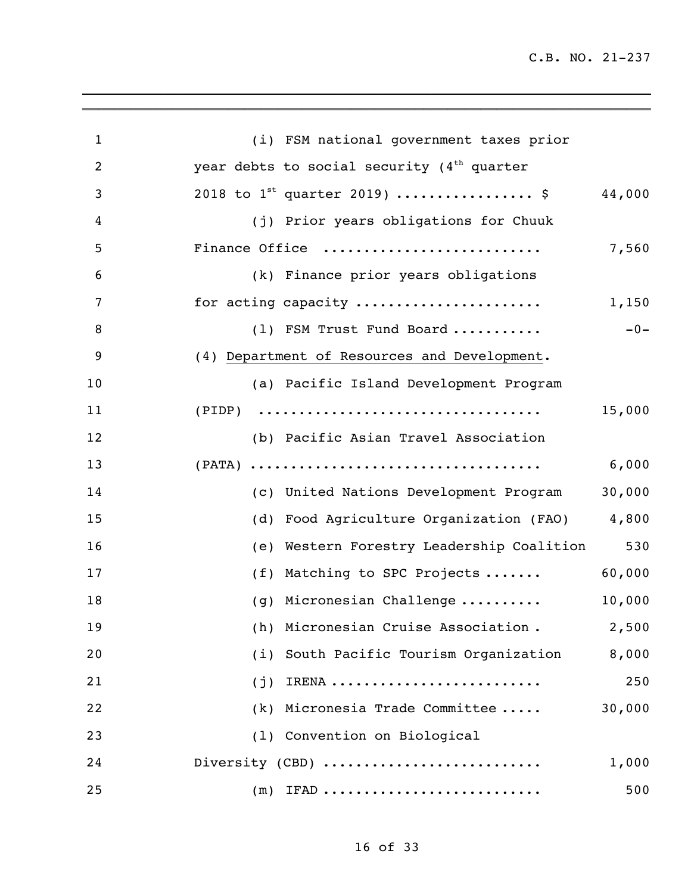(i) FSM national government taxes prior year debts to social security ($4^{th}$ quarter 2018 to $1^{st}$ quarter 2019) ................ $ 44,000

(j) Prior years obligations for Chuuk Finance Office .......................... 7,560

(k) Finance prior years obligations for acting capacity ...................... 1,150

(l) FSM Trust Fund Board .......... -0-

(4) Department of Resources and Development.

(a) Pacific Island Development Program (PIDP) .................................. 15,000

(b) Pacific Asian Travel Association (PATA) .................................. 6,000

(c) United Nations Development Program 30,000

(d) Food Agriculture Organization (FAO) 4,800

(e) Western Forestry Leadership Coalition 530

(f) Matching to SPC Projects ....... 60,000

(g) Micronesian Challenge .......... 10,000

(h) Micronesian Cruise Association . 2,500

(i) South Pacific Tourism Organization 8,000

(j) IRENA ......................... 250

(k) Micronesia Trade Committee ..... 30,000

(l) Convention on Biological Diversity (CBD) .......................... 1,000

(m) IFAD .......................... 500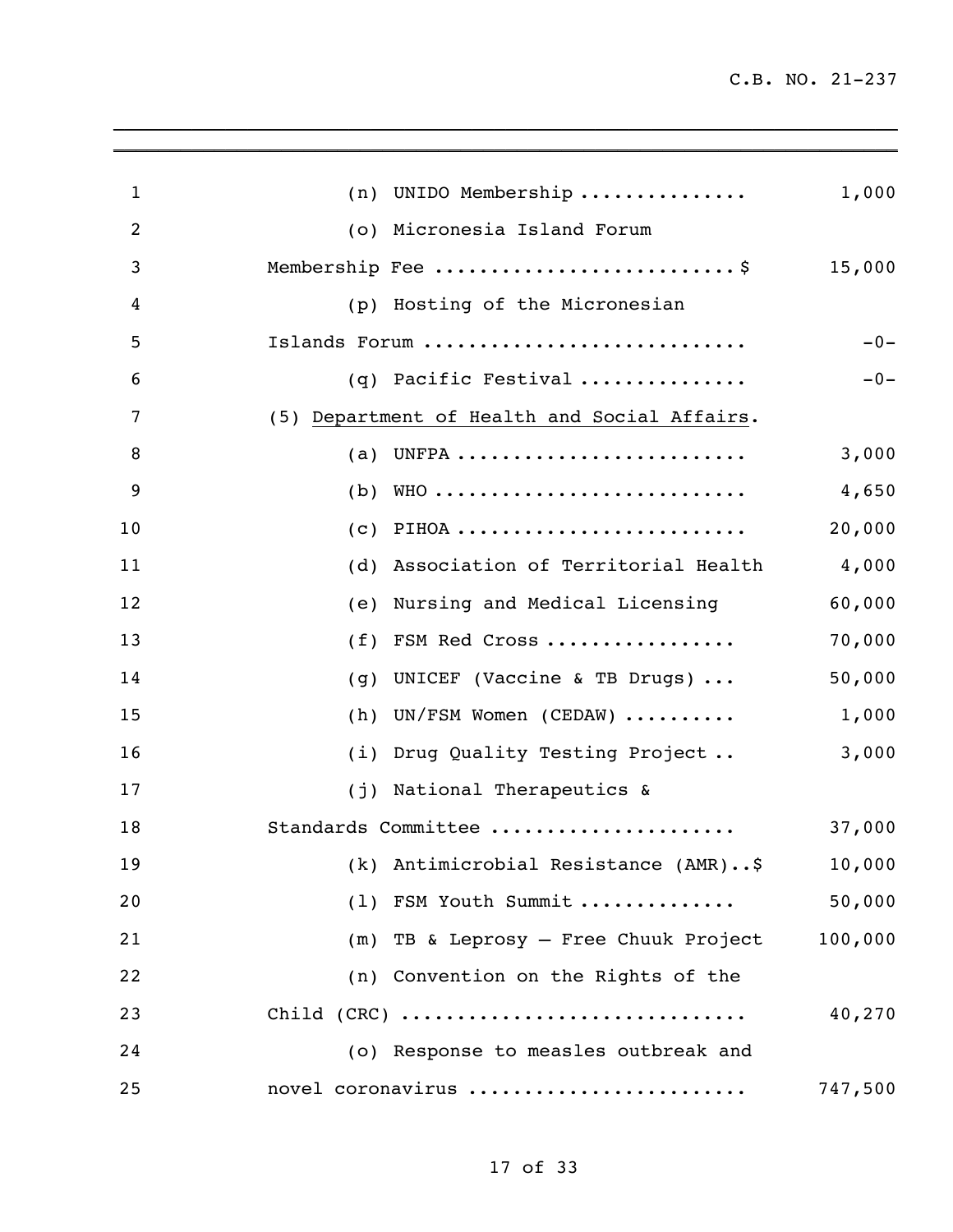(n) UNIDO Membership .............. 1,000

(o) Micronesia Island Forum Membership Fee ..........................$ 15,000

(p) Hosting of the Micronesian Islands Forum ............................ -0-

(q) Pacific Festival .............. -0-

(5) Department of Health and Social Affairs.

(a) UNFPA ......................... 3,000

(b) WHO ........................... 4,650

(c) PIHOA ......................... 20,000

(d) Association of Territorial Health 4,000

(e) Nursing and Medical Licensing 60,000

(f) FSM Red Cross ................ 70,000

(g) UNICEF (Vaccine & TB Drugs) ... 50,000

(h) UN/FSM Women (CEDAW) ......... 1,000

(i) Drug Quality Testing Project .. 3,000

(j) National Therapeutics & Standards Committee ..................... 37,000

(k) Antimicrobial Resistance (AMR)..$ 10,000

(l) FSM Youth Summit ............. 50,000

(m) TB & Leprosy – Free Chuuk Project 100,000

(n) Convention on the Rights of the Child (CRC) ............................. 40,270

(o) Response to measles outbreak and novel coronavirus ....................... 747,500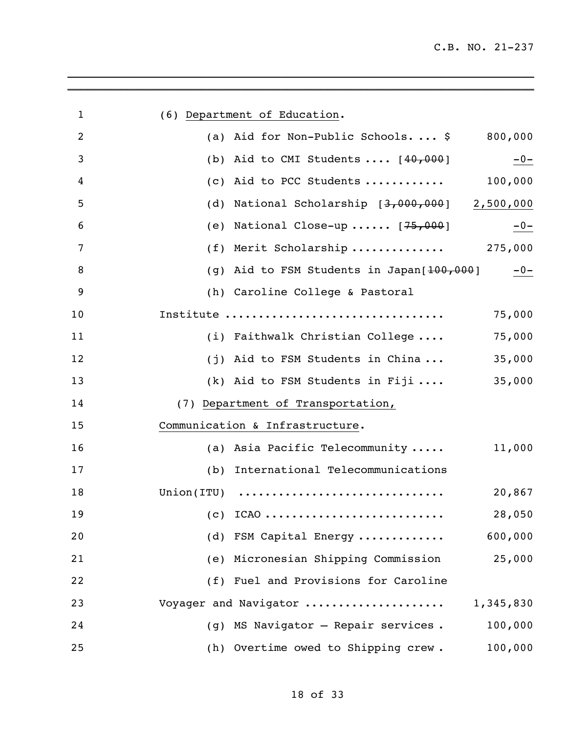(6) <u>Department of Education</u>.

(a) Aid for Non-Public Schools. ... $ 800,000

(b) Aid to CMI Students .... [~~40,000~~] <u>-0-</u>

(c) Aid to PCC Students ........... 100,000

(d) National Scholarship [~~3,000,000~~] <u>2,500,000</u>

(e) National Close-up ...... [~~75,000~~] <u>-0-</u>

(f) Merit Scholarship ............. 275,000

(g) Aid to FSM Students in Japan[~~100,000~~] <u>-0-</u>

(h) Caroline College & Pastoral Institute ................................ 75,000

(i) Faithwalk Christian College .... 75,000

(j) Aid to FSM Students in China ... 35,000

(k) Aid to FSM Students in Fiji .... 35,000

(7) <u>Department of Transportation, Communication & Infrastructure</u>.

(a) Asia Pacific Telecommunity ..... 11,000

(b) International Telecommunications Union(ITU) .............................. 20,867

(c) ICAO .......................... 28,050

(d) FSM Capital Energy ............ 600,000

(e) Micronesian Shipping Commission 25,000

(f) Fuel and Provisions for Caroline Voyager and Navigator .................... 1,345,830

(g) MS Navigator – Repair services . 100,000

(h) Overtime owed to Shipping crew . 100,000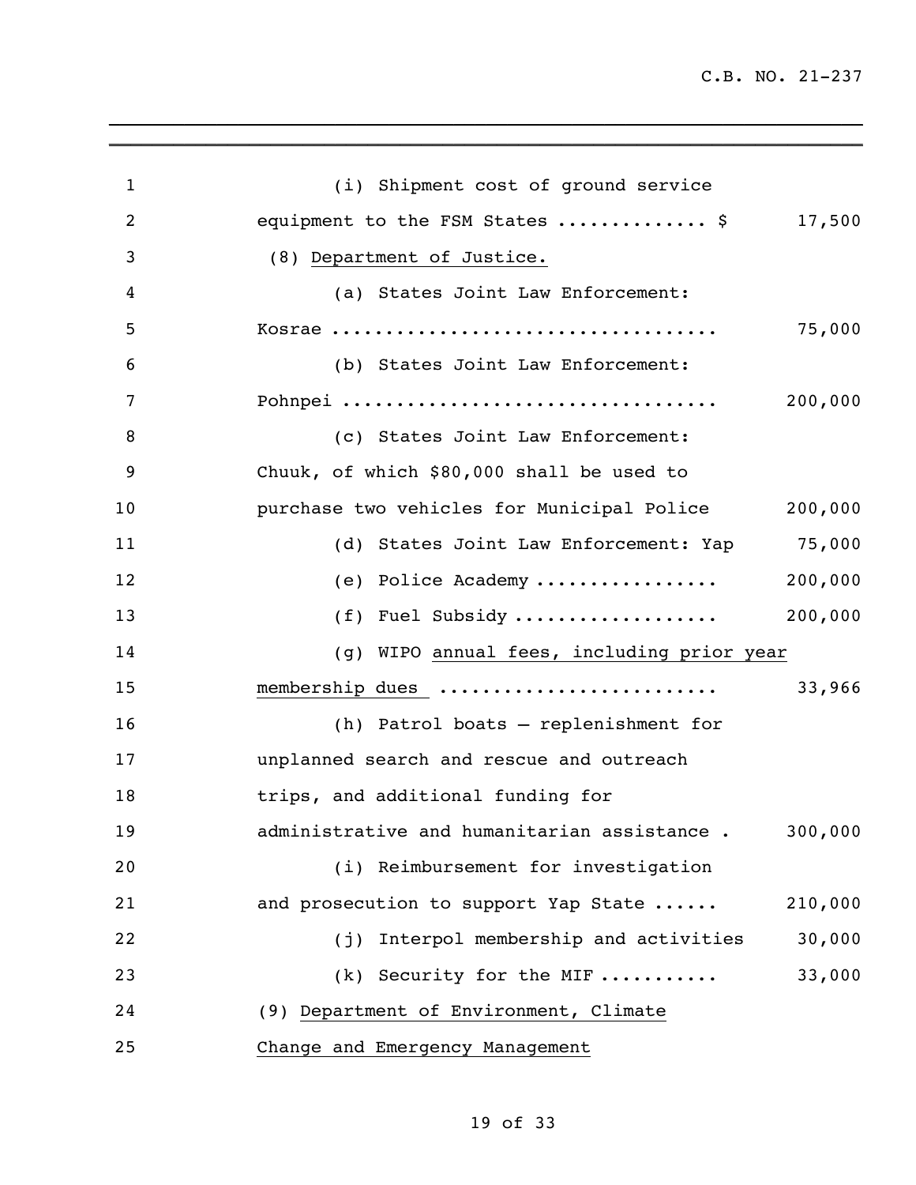(i) Shipment cost of ground service equipment to the FSM States ............. $ 17,500

(8) Department of Justice.

(a) States Joint Law Enforcement: Kosrae .................................. 75,000

(b) States Joint Law Enforcement: Pohnpei ................................. 200,000

(c) States Joint Law Enforcement: Chuuk, of which $80,000 shall be used to purchase two vehicles for Municipal Police 200,000

(d) States Joint Law Enforcement: Yap 75,000

(e) Police Academy ................ 200,000

(f) Fuel Subsidy .................. 200,000

(g) WIPO annual fees, including prior year membership dues ........................ 33,966

(h) Patrol boats – replenishment for unplanned search and rescue and outreach trips, and additional funding for administrative and humanitarian assistance . 300,000

(i) Reimbursement for investigation and prosecution to support Yap State ...... 210,000

(j) Interpol membership and activities 30,000

(k) Security for the MIF .......... 33,000

(9) Department of Environment, Climate Change and Emergency Management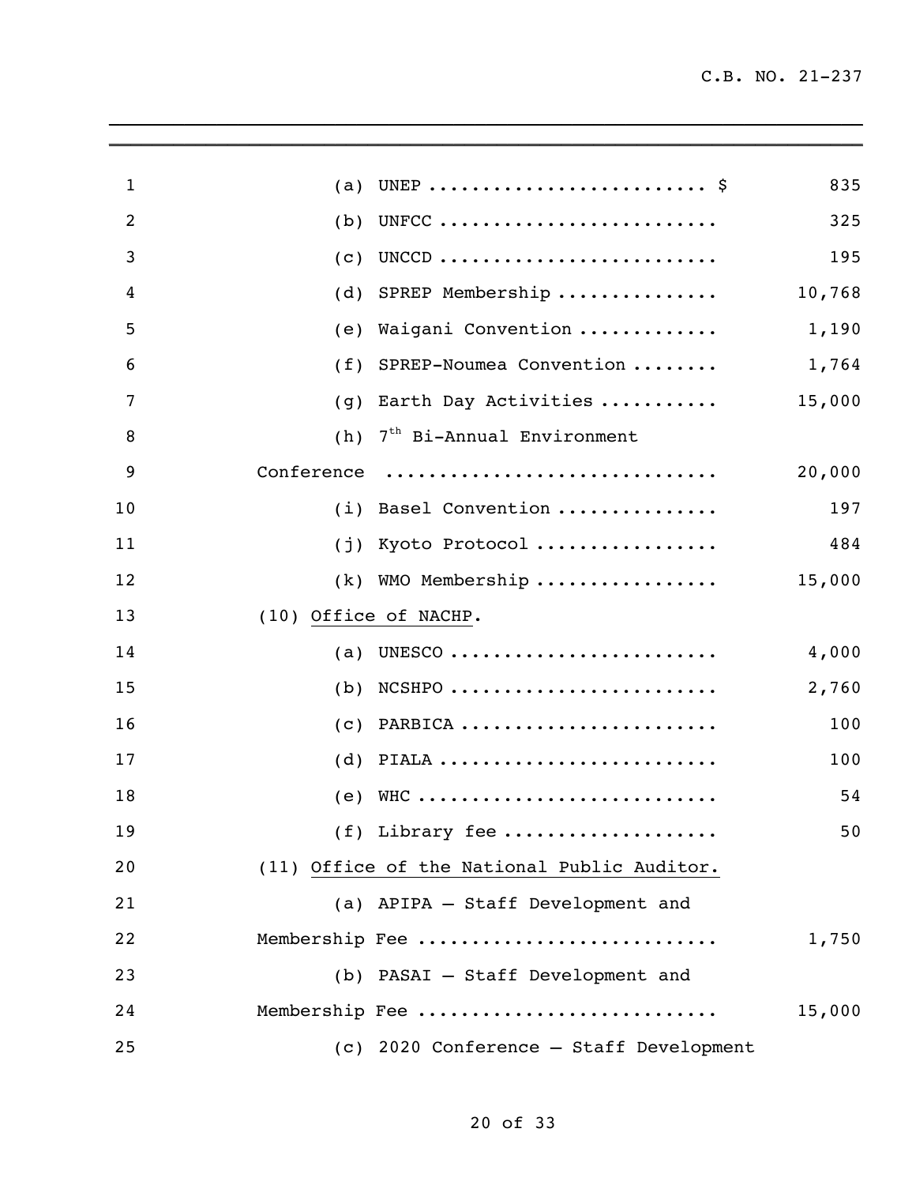(a) UNEP ......................... $ 835

(b) UNFCC ......................... 325

(c) UNCCD ......................... 195

(d) SPREP Membership ............... 10,768

(e) Waigani Convention ............. 1,190

(f) SPREP-Noumea Convention ........ 1,764

(g) Earth Day Activities ........... 15,000

(h) 7th Bi-Annual Environment Conference .............................. 20,000

(i) Basel Convention ............... 197

(j) Kyoto Protocol ................. 484

(k) WMO Membership ................. 15,000

(10) Office of NACHP.

(a) UNESCO ........................ 4,000

(b) NCSHPO ........................ 2,760

(c) PARBICA ....................... 100

(d) PIALA ......................... 100

(e) WHC ........................... 54

(f) Library fee ................... 50

(11) Office of the National Public Auditor.

(a) APIPA – Staff Development and Membership Fee ........................... 1,750

(b) PASAI – Staff Development and Membership Fee ........................... 15,000

(c) 2020 Conference – Staff Development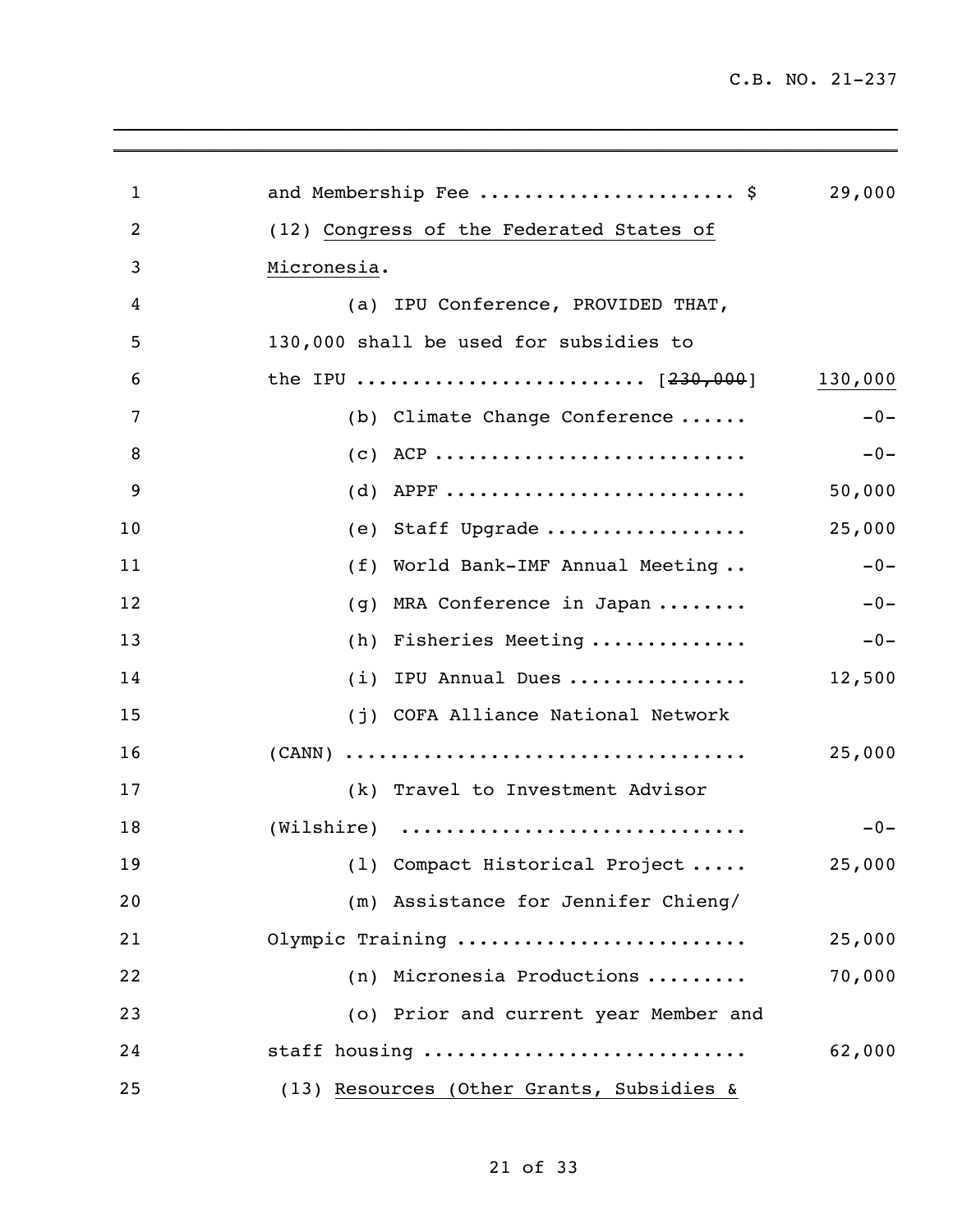and Membership Fee ...................... $ 29,000

(12) <u>Congress of the Federated States of Micronesia</u>.

(a) IPU Conference, PROVIDED THAT, 130,000 shall be used for subsidies to the IPU ........................ [~~230,000~~] <u>130,000</u>

(b) Climate Change Conference ...... -0-

(c) ACP ........................... -0-

(d) APPF .......................... 50,000

(e) Staff Upgrade ................. 25,000

(f) World Bank-IMF Annual Meeting .. -0-

(g) MRA Conference in Japan ........ -0-

(h) Fisheries Meeting ............. -0-

(i) IPU Annual Dues ................ 12,500

(j) COFA Alliance National Network (CANN) .................................. 25,000

(k) Travel to Investment Advisor (Wilshire) .............................. -0-

(l) Compact Historical Project ..... 25,000

(m) Assistance for Jennifer Chieng/ Olympic Training ........................ 25,000

(n) Micronesia Productions ......... 70,000

(o) Prior and current year Member and staff housing ........................... 62,000

(13) <u>Resources (Other Grants, Subsidies &</u>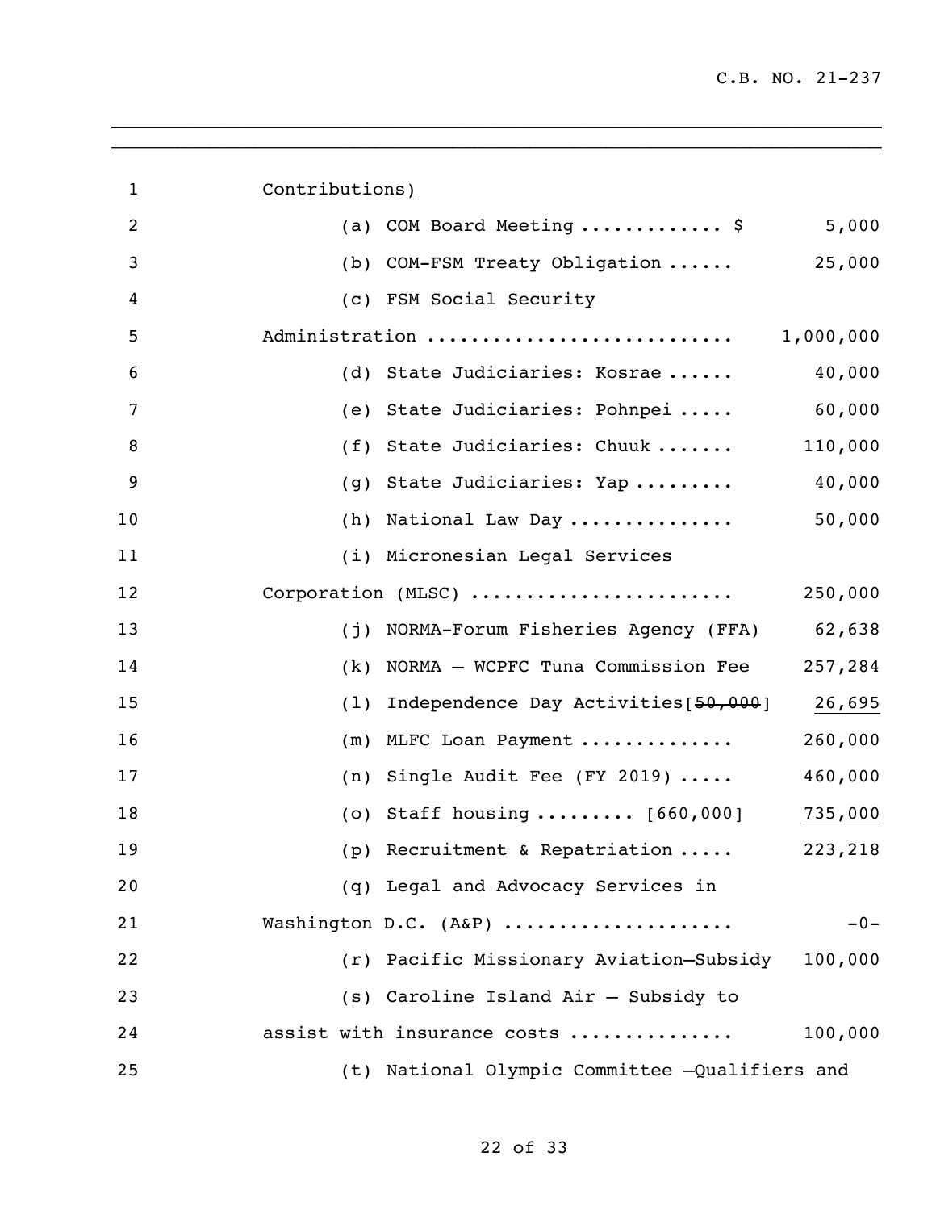Contributions)

(a) COM Board Meeting ............ $ 5,000

(b) COM-FSM Treaty Obligation ...... 25,000

(c) FSM Social Security Administration .......................... 1,000,000

(d) State Judiciaries: Kosrae ...... 40,000

(e) State Judiciaries: Pohnpei ..... 60,000

(f) State Judiciaries: Chuuk ....... 110,000

(g) State Judiciaries: Yap ......... 40,000

(h) National Law Day .............. 50,000

(i) Micronesian Legal Services Corporation (MLSC) ...................... 250,000

(j) NORMA-Forum Fisheries Agency (FFA) 62,638

(k) NORMA – WCPFC Tuna Commission Fee 257,284

(l) Independence Day Activities[~~50,000~~] 26,695

(m) MLFC Loan Payment ............. 260,000

(n) Single Audit Fee (FY 2019) ..... 460,000

(o) Staff housing ......... [~~660,000~~] 735,000

(p) Recruitment & Repatriation ..... 223,218

(q) Legal and Advocacy Services in Washington D.C. (A&P) .................... -0-

(r) Pacific Missionary Aviation–Subsidy 100,000

(s) Caroline Island Air – Subsidy to assist with insurance costs .............. 100,000

(t) National Olympic Committee –Qualifiers and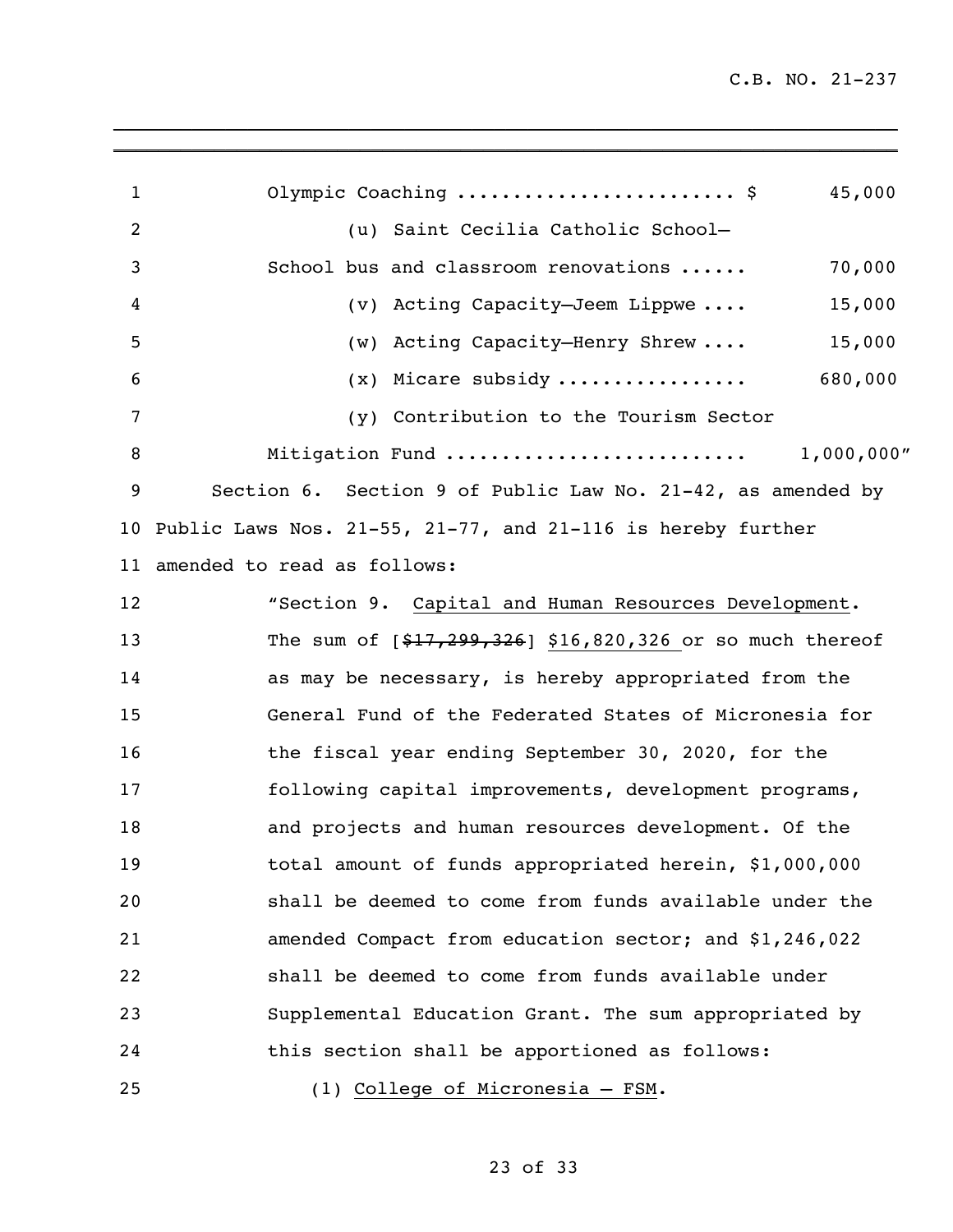Olympic Coaching ........................ $ 45,000

(u) Saint Cecilia Catholic School—

School bus and classroom renovations ...... 70,000

(v) Acting Capacity—Jeem Lippwe .... 15,000

(w) Acting Capacity—Henry Shrew .... 15,000

(x) Micare subsidy ................ 680,000

(y) Contribution to the Tourism Sector

Mitigation Fund .......................... 1,000,000"

Section 6. Section 9 of Public Law No. 21-42, as amended by Public Laws Nos. 21-55, 21-77, and 21-116 is hereby further amended to read as follows:

"Section 9. <u>Capital and Human Resources Development</u>. The sum of [~~$17,299,326~~] <u>$16,820,326</u> or so much thereof as may be necessary, is hereby appropriated from the General Fund of the Federated States of Micronesia for the fiscal year ending September 30, 2020, for the following capital improvements, development programs, and projects and human resources development. Of the total amount of funds appropriated herein, $1,000,000 shall be deemed to come from funds available under the amended Compact from education sector; and $1,246,022 shall be deemed to come from funds available under Supplemental Education Grant. The sum appropriated by this section shall be apportioned as follows:

(1) <u>College of Micronesia – FSM</u>.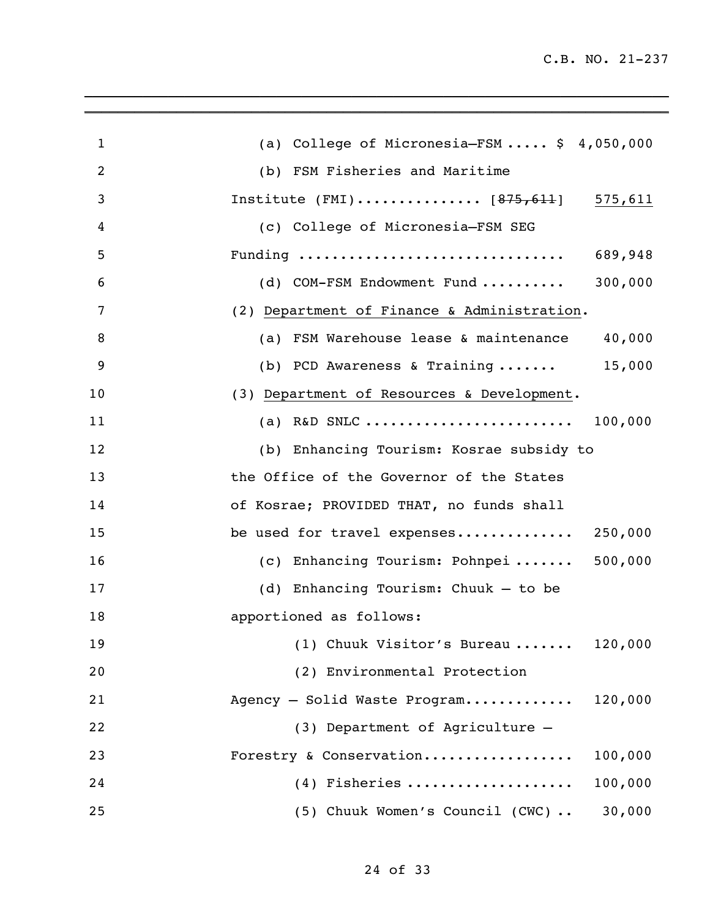(a) College of Micronesia—FSM ..... $ 4,050,000

(b) FSM Fisheries and Maritime Institute (FMI).............. [~~875,611~~] <u>575,611</u>

(c) College of Micronesia—FSM SEG Funding ............................... 689,948

(d) COM-FSM Endowment Fund .......... 300,000

(2) <u>Department of Finance & Administration</u>.

(a) FSM Warehouse lease & maintenance 40,000

(b) PCD Awareness & Training ....... 15,000

(3) <u>Department of Resources & Development</u>.

(a) R&D SNLC ........................ 100,000

(b) Enhancing Tourism: Kosrae subsidy to the Office of the Governor of the States of Kosrae; PROVIDED THAT, no funds shall be used for travel expenses.............. 250,000

(c) Enhancing Tourism: Pohnpei ....... 500,000

(d) Enhancing Tourism: Chuuk – to be apportioned as follows:

(1) Chuuk Visitor's Bureau ....... 120,000

(2) Environmental Protection Agency – Solid Waste Program............. 120,000

(3) Department of Agriculture – Forestry & Conservation................. 100,000

(4) Fisheries ................... 100,000

(5) Chuuk Women's Council (CWC) .. 30,000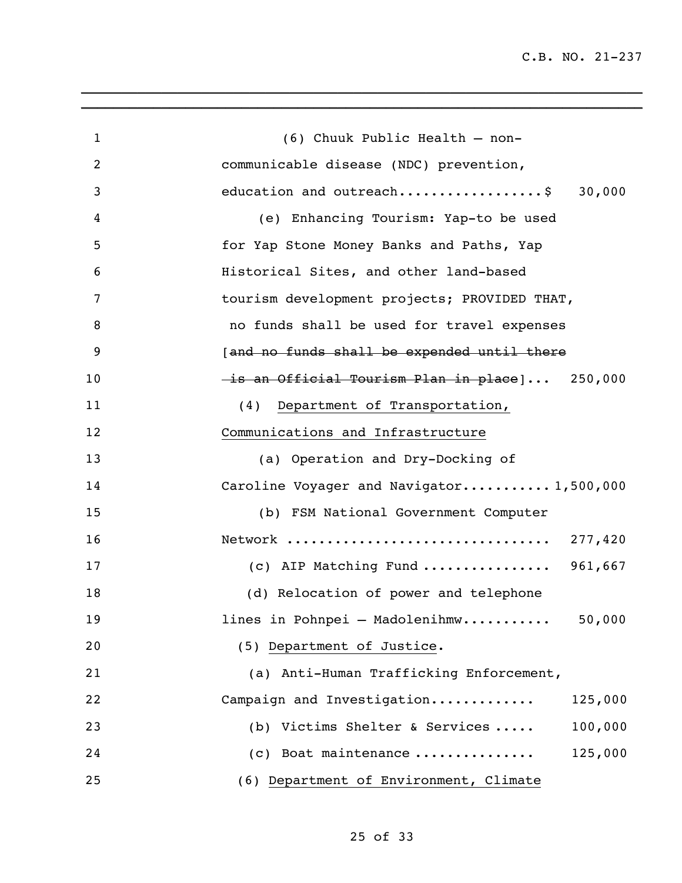(6) Chuuk Public Health – non-communicable disease (NDC) prevention, education and outreach..................$ 30,000

(e) Enhancing Tourism: Yap-to be used for Yap Stone Money Banks and Paths, Yap Historical Sites, and other land-based tourism development projects; PROVIDED THAT, no funds shall be used for travel expenses [~~and no funds shall be expended until there is an Official Tourism Plan in place~~]... 250,000

(4) Department of Transportation, Communications and Infrastructure

(a) Operation and Dry-Docking of Caroline Voyager and Navigator...........1,500,000

(b) FSM National Government Computer Network ................................ 277,420

(c) AIP Matching Fund ................ 961,667

(d) Relocation of power and telephone lines in Pohnpei – Madolenihmw........... 50,000

(5) Department of Justice.

(a) Anti-Human Trafficking Enforcement, Campaign and Investigation............ 125,000

(b) Victims Shelter & Services ..... 100,000

(c) Boat maintenance .............. 125,000

(6) Department of Environment, Climate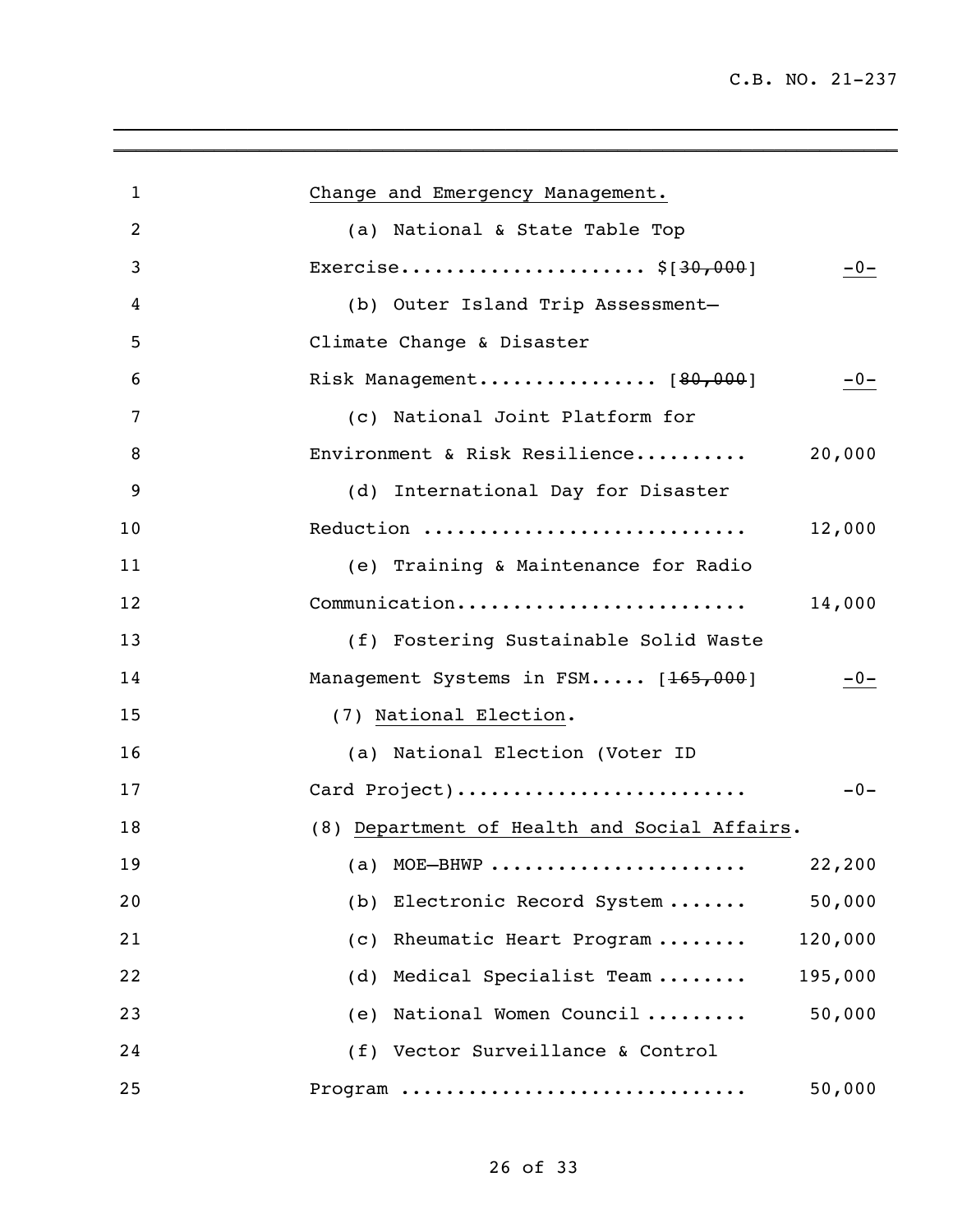Change and Emergency Management.

(a) National & State Table Top Exercise..................... $[~~30,000~~] -0-

(b) Outer Island Trip Assessment–Climate Change & Disaster Risk Management................ [~~80,000~~] -0-

(c) National Joint Platform for Environment & Risk Resilience.......... 20,000

(d) International Day for Disaster Reduction ............................ 12,000

(e) Training & Maintenance for Radio Communication......................... 14,000

(f) Fostering Sustainable Solid Waste Management Systems in FSM..... [~~165,000~~] -0-

(7) National Election.

(a) National Election (Voter ID Card Project)......................... -0-

(8) Department of Health and Social Affairs.

(a) MOE–BHWP ...................... 22,200

(b) Electronic Record System ....... 50,000

(c) Rheumatic Heart Program ........ 120,000

(d) Medical Specialist Team ........ 195,000

(e) National Women Council ......... 50,000

(f) Vector Surveillance & Control Program ............................. 50,000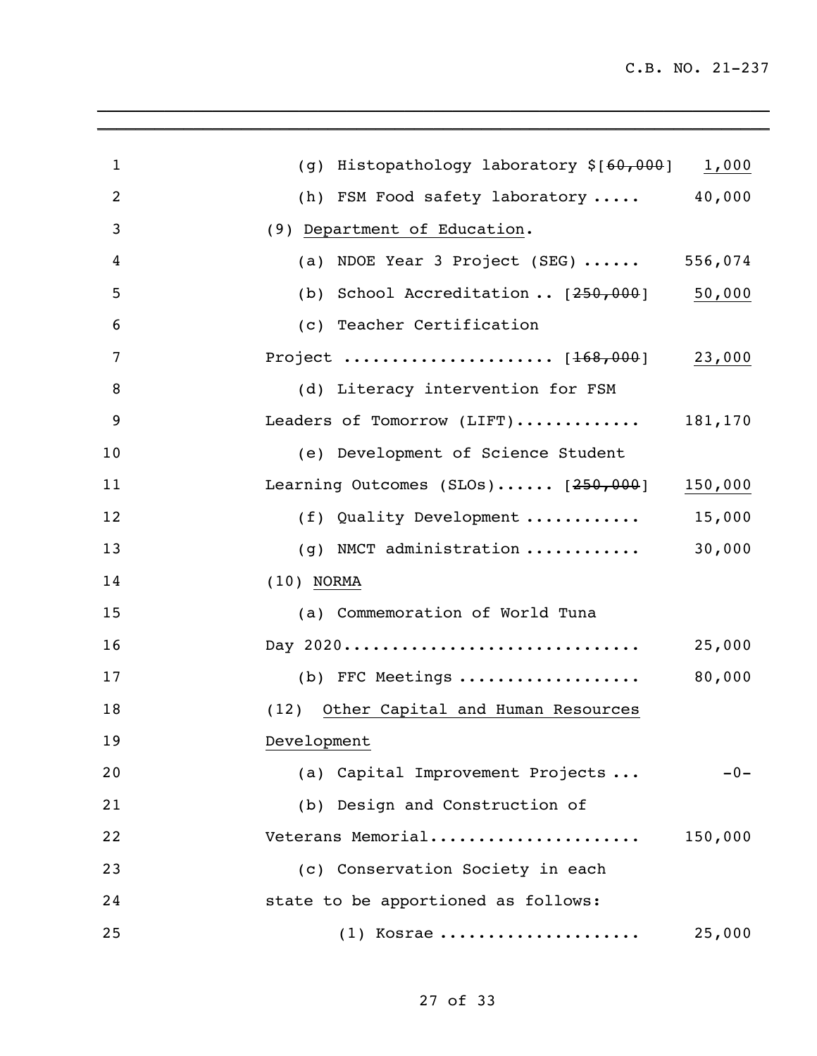(g) Histopathology laboratory $[~~60,000~~] <u>1,000</u>

(h) FSM Food safety laboratory ..... 40,000

(9) <u>Department of Education</u>.

(a) NDOE Year 3 Project (SEG) ...... 556,074

(b) School Accreditation .. [~~250,000~~] <u>50,000</u>

(c) Teacher Certification Project ..................... [~~168,000~~] <u>23,000</u>

(d) Literacy intervention for FSM Leaders of Tomorrow (LIFT)............ 181,170

(e) Development of Science Student Learning Outcomes (SLOs)...... [~~250,000~~] <u>150,000</u>

(f) Quality Development ........... 15,000

(g) NMCT administration ........... 30,000

(10) <u>NORMA</u>

(a) Commemoration of World Tuna Day 2020.............................. 25,000

(b) FFC Meetings .................. 80,000

(12) <u>Other Capital and Human Resources Development</u>

(a) Capital Improvement Projects ... -0-

(b) Design and Construction of Veterans Memorial..................... 150,000

(c) Conservation Society in each state to be apportioned as follows:

(1) Kosrae .................... 25,000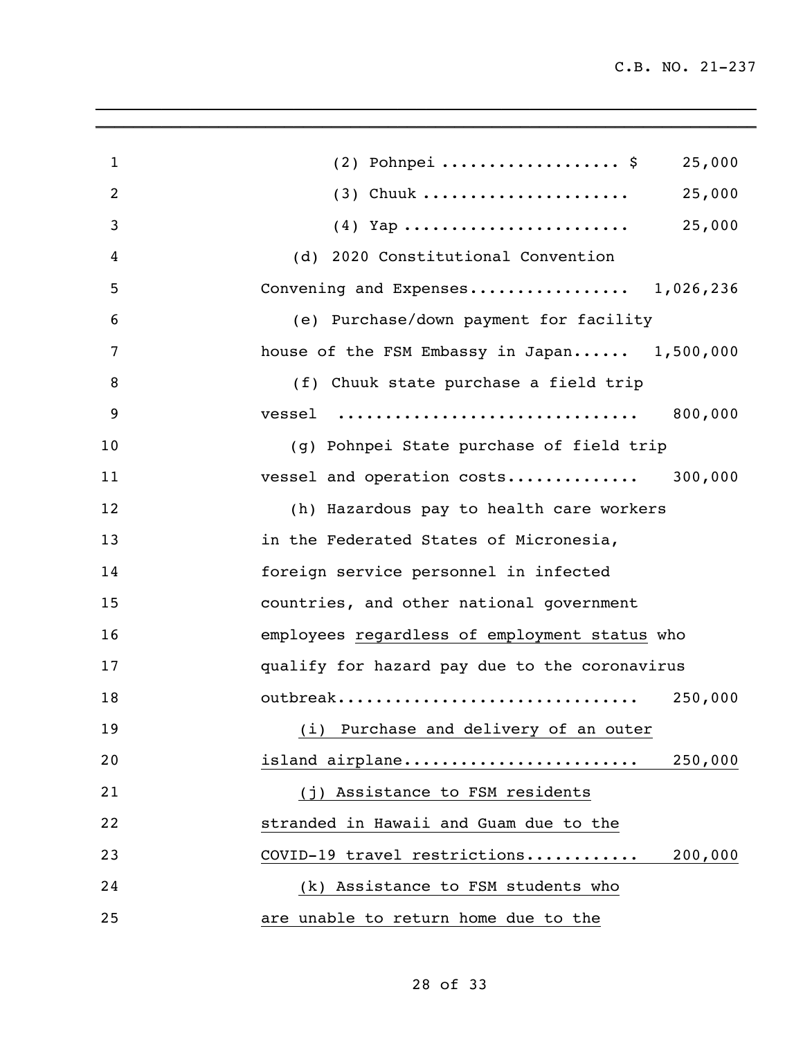(2) Pohnpei .................. $ 25,000

(3) Chuuk ..................... 25,000

(4) Yap ....................... 25,000

(d) 2020 Constitutional Convention Convening and Expenses................. 1,026,236

(e) Purchase/down payment for facility house of the FSM Embassy in Japan...... 1,500,000

(f) Chuuk state purchase a field trip vessel .............................. 800,000

(g) Pohnpei State purchase of field trip vessel and operation costs............. 300,000

(h) Hazardous pay to health care workers in the Federated States of Micronesia, foreign service personnel in infected countries, and other national government employees regardless of employment status who qualify for hazard pay due to the coronavirus outbreak............................... 250,000

(i) Purchase and delivery of an outer island airplane....................... 250,000

(j) Assistance to FSM residents stranded in Hawaii and Guam due to the COVID-19 travel restrictions........... 200,000

(k) Assistance to FSM students who are unable to return home due to the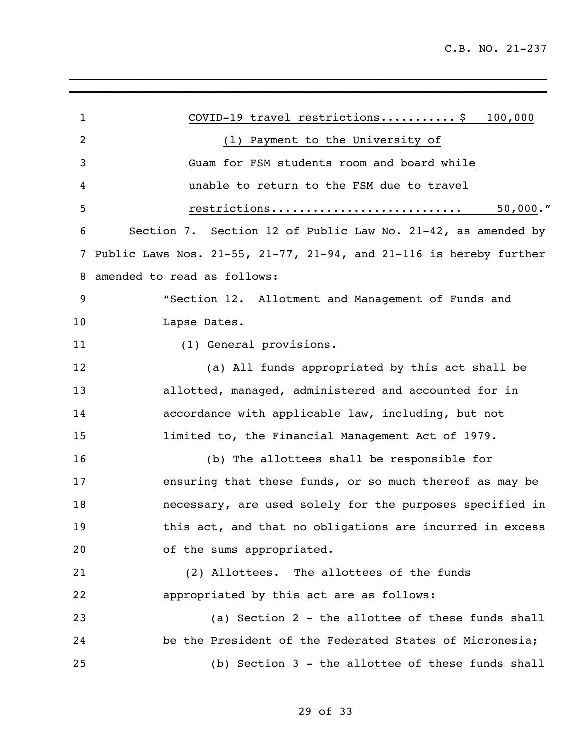COVID-19 travel restrictions........... $ 100,000

(l) Payment to the University of Guam for FSM students room and board while unable to return to the FSM due to travel restrictions........................... 50,000."

Section 7. Section 12 of Public Law No. 21-42, as amended by Public Laws Nos. 21-55, 21-77, 21-94, and 21-116 is hereby further amended to read as follows:

"Section 12. Allotment and Management of Funds and Lapse Dates.

(1) General provisions.

(a) All funds appropriated by this act shall be allotted, managed, administered and accounted for in accordance with applicable law, including, but not limited to, the Financial Management Act of 1979.

(b) The allottees shall be responsible for ensuring that these funds, or so much thereof as may be necessary, are used solely for the purposes specified in this act, and that no obligations are incurred in excess of the sums appropriated.

(2) Allottees. The allottees of the funds appropriated by this act are as follows:

(a) Section 2 - the allottee of these funds shall be the President of the Federated States of Micronesia;

(b) Section 3 - the allottee of these funds shall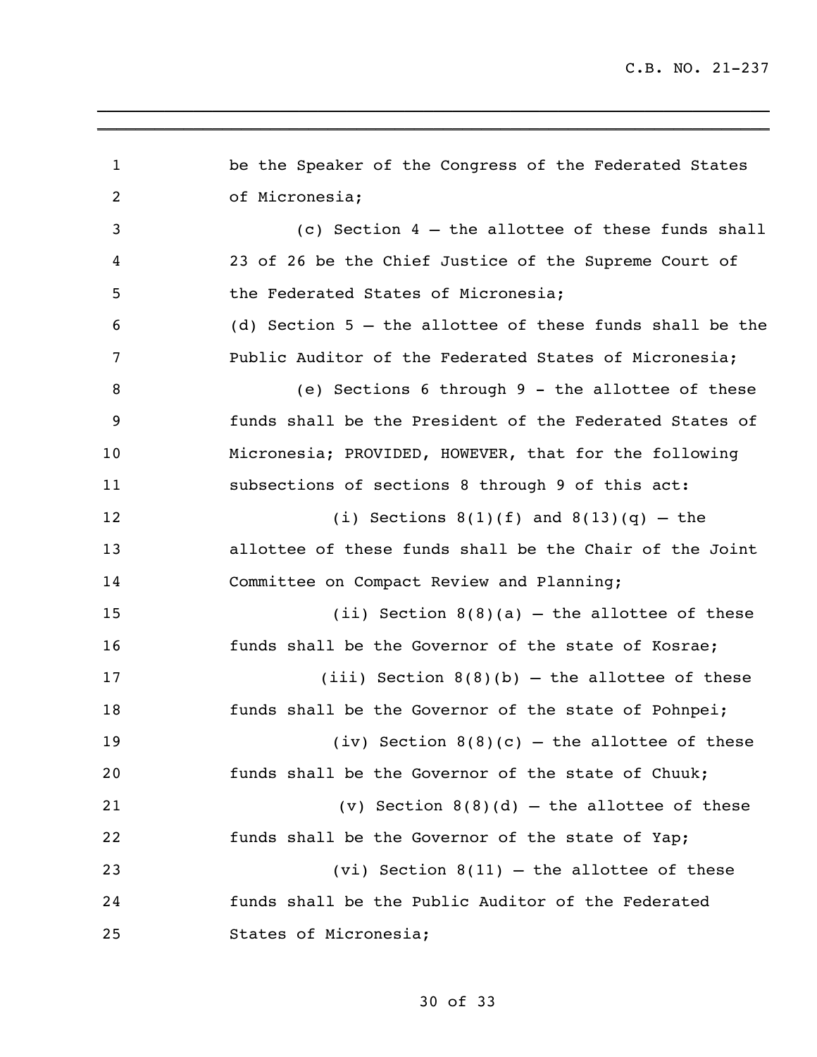be the Speaker of the Congress of the Federated States of Micronesia;

(c) Section 4 – the allottee of these funds shall 23 of 26 be the Chief Justice of the Supreme Court of the Federated States of Micronesia;

(d) Section 5 – the allottee of these funds shall be the Public Auditor of the Federated States of Micronesia;

(e) Sections 6 through 9 - the allottee of these funds shall be the President of the Federated States of Micronesia; PROVIDED, HOWEVER, that for the following subsections of sections 8 through 9 of this act:

(i) Sections 8(1)(f) and 8(13)(q) – the allottee of these funds shall be the Chair of the Joint Committee on Compact Review and Planning;

(ii) Section 8(8)(a) – the allottee of these funds shall be the Governor of the state of Kosrae;

(iii) Section 8(8)(b) – the allottee of these funds shall be the Governor of the state of Pohnpei;

(iv) Section 8(8)(c) – the allottee of these funds shall be the Governor of the state of Chuuk;

(v) Section 8(8)(d) – the allottee of these funds shall be the Governor of the state of Yap;

(vi) Section 8(11) – the allottee of these funds shall be the Public Auditor of the Federated States of Micronesia;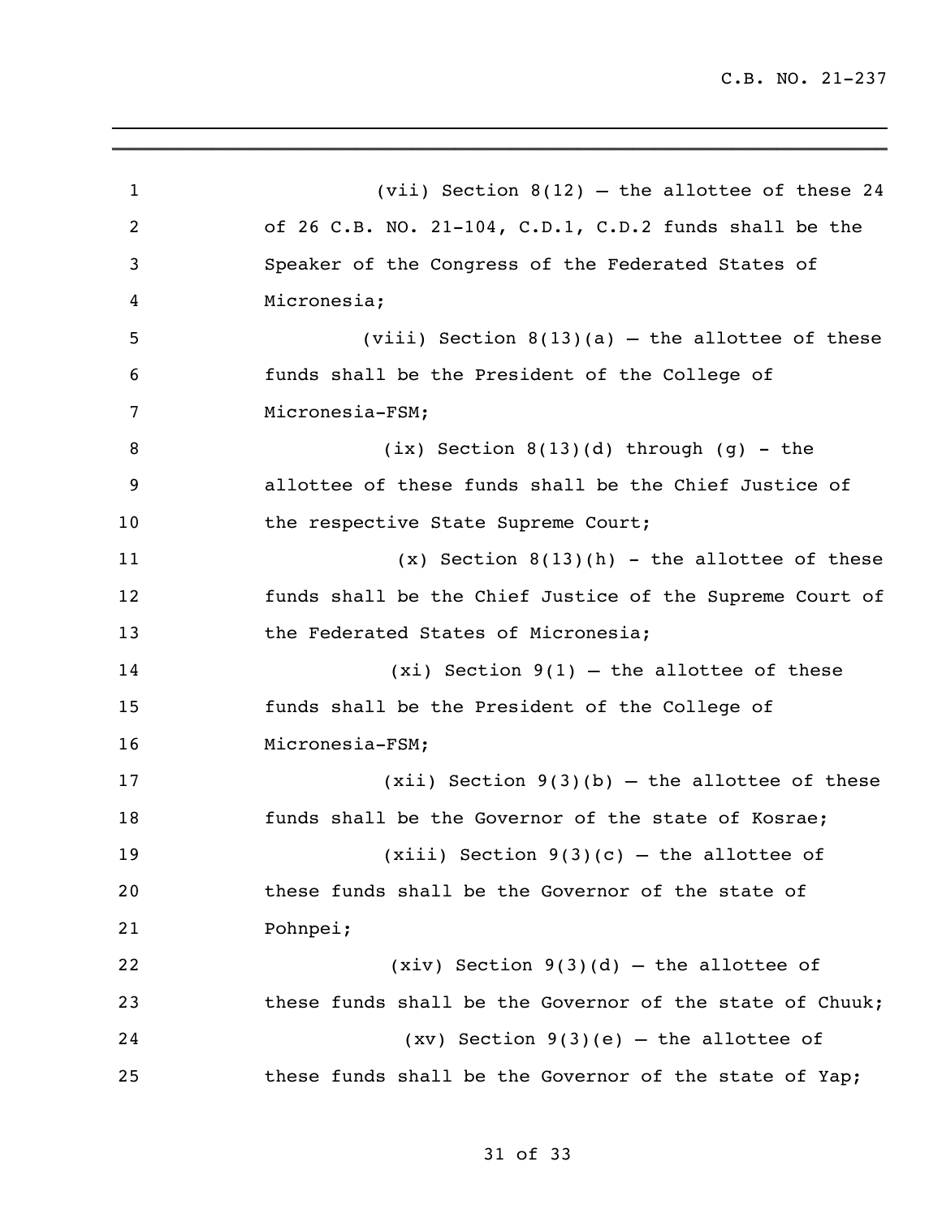(vii) Section 8(12) – the allottee of these 24 of 26 C.B. NO. 21-104, C.D.1, C.D.2 funds shall be the Speaker of the Congress of the Federated States of Micronesia;

(viii) Section 8(13)(a) – the allottee of these funds shall be the President of the College of Micronesia-FSM;

(ix) Section 8(13)(d) through (g) - the allottee of these funds shall be the Chief Justice of the respective State Supreme Court;

(x) Section 8(13)(h) - the allottee of these funds shall be the Chief Justice of the Supreme Court of the Federated States of Micronesia;

(xi) Section 9(1) – the allottee of these funds shall be the President of the College of Micronesia-FSM;

(xii) Section 9(3)(b) – the allottee of these funds shall be the Governor of the state of Kosrae;

(xiii) Section 9(3)(c) – the allottee of these funds shall be the Governor of the state of Pohnpei;

(xiv) Section 9(3)(d) – the allottee of these funds shall be the Governor of the state of Chuuk;

(xv) Section 9(3)(e) – the allottee of these funds shall be the Governor of the state of Yap;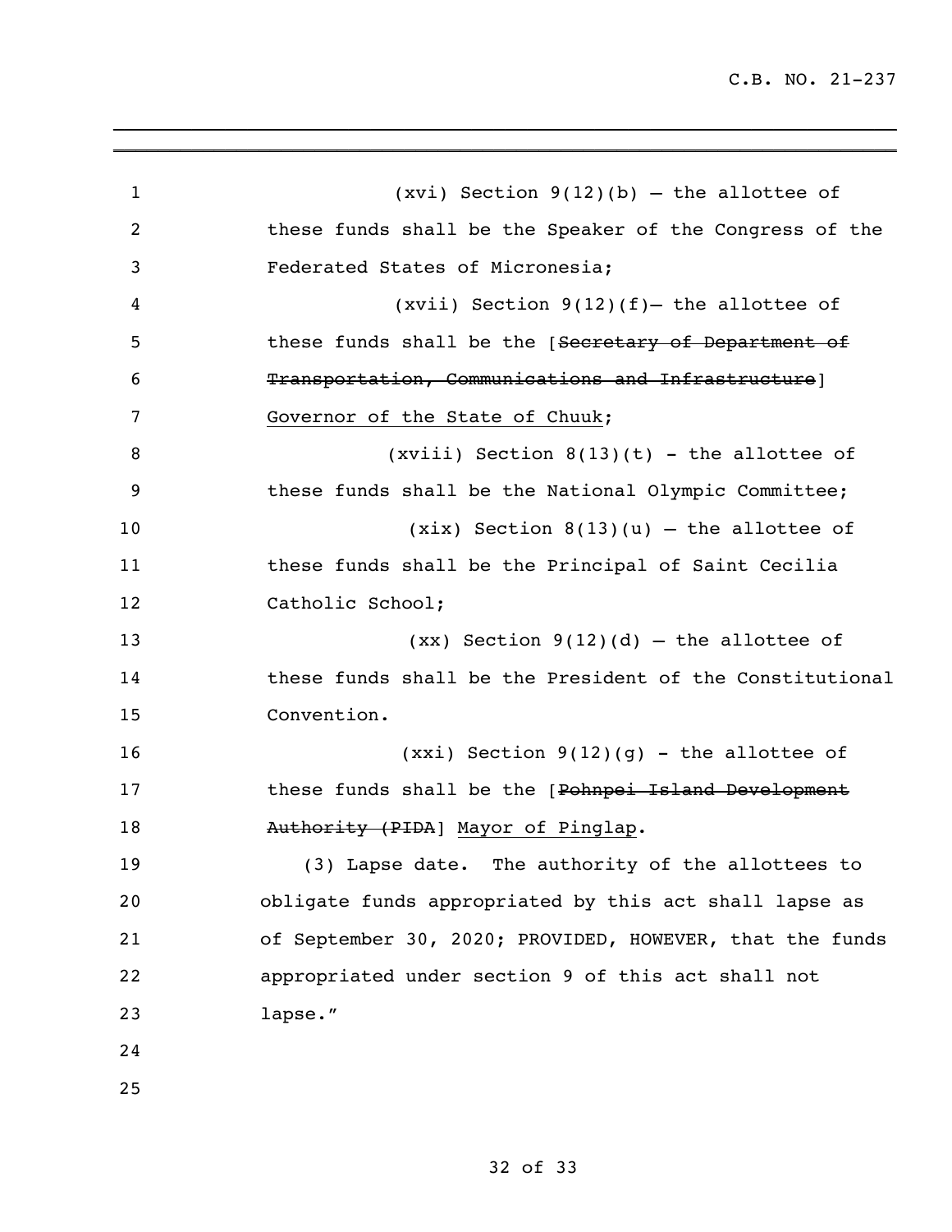(xvi) Section 9(12)(b) – the allottee of these funds shall be the Speaker of the Congress of the Federated States of Micronesia;

(xvii) Section 9(12)(f)– the allottee of these funds shall be the [~~Secretary of Department of Transportation, Communications and Infrastructure~~] <u>Governor of the State of Chuuk</u>;

(xviii) Section 8(13)(t) - the allottee of these funds shall be the National Olympic Committee;

(xix) Section 8(13)(u) – the allottee of these funds shall be the Principal of Saint Cecilia Catholic School;

(xx) Section 9(12)(d) – the allottee of these funds shall be the President of the Constitutional Convention.

(xxi) Section 9(12)(g) - the allottee of these funds shall be the [~~Pohnpei Island Development Authority (PIDA~~] <u>Mayor of Pinglap</u>.

(3) Lapse date. The authority of the allottees to obligate funds appropriated by this act shall lapse as of September 30, 2020; PROVIDED, HOWEVER, that the funds appropriated under section 9 of this act shall not lapse."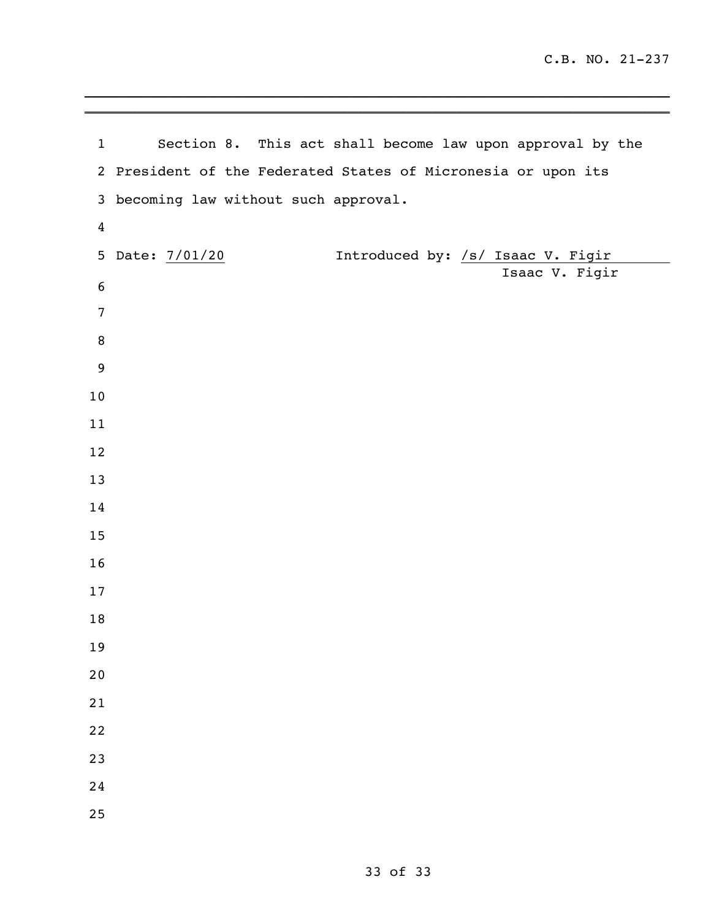Section 8. This act shall become law upon approval by the President of the Federated States of Micronesia or upon its becoming law without such approval.

Date: 7/01/20

Introduced by: /s/ Isaac V. Figir

Isaac V. Figir